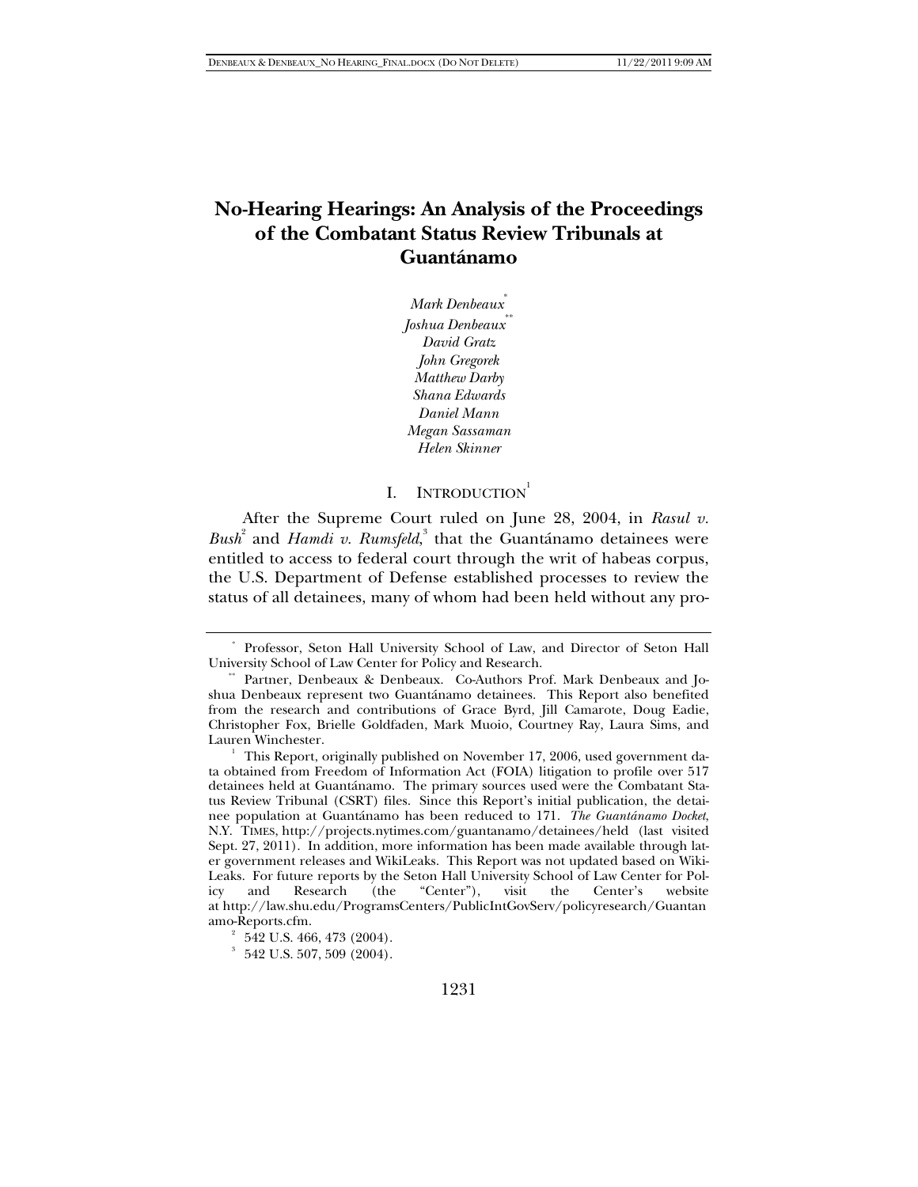# No-Hearing Hearings: An Analysis of the Proceedings of the Combatant Status Review Tribunals at Guantánamo

*Mark Denbeaux*[*]
*Joshua Denbeaux*[**]
*David Gratz*
*John Gregorek*
*Matthew Darby*
*Shana Edwards*
*Daniel Mann*
*Megan Sassaman*
*Helen Skinner*

## I. INTRODUCTION[1]

After the Supreme Court ruled on June 28, 2004, in *Rasul v. Bush*[2] and *Hamdi v. Rumsfeld*,[3] that the Guantánamo detainees were entitled to access to federal court through the writ of habeas corpus, the U.S. Department of Defense established processes to review the status of all detainees, many of whom had been held without any pro-

---

[*] Professor, Seton Hall University School of Law, and Director of Seton Hall University School of Law Center for Policy and Research.

[**] Partner, Denbeaux & Denbeaux. Co-Authors Prof. Mark Denbeaux and Joshua Denbeaux represent two Guantánamo detainees. This Report also benefited from the research and contributions of Grace Byrd, Jill Camarote, Doug Eadie, Christopher Fox, Brielle Goldfaden, Mark Muoio, Courtney Ray, Laura Sims, and Lauren Winchester.

[1] This Report, originally published on November 17, 2006, used government data obtained from Freedom of Information Act (FOIA) litigation to profile over 517 detainees held at Guantánamo. The primary sources used were the Combatant Status Review Tribunal (CSRT) files. Since this Report's initial publication, the detainee population at Guantánamo has been reduced to 171. *The Guantánamo Docket*, N.Y. TIMES, http://projects.nytimes.com/guantanamo/detainees/held (last visited Sept. 27, 2011). In addition, more information has been made available through later government releases and WikiLeaks. This Report was not updated based on WikiLeaks. For future reports by the Seton Hall University School of Law Center for Policy and Research (the "Center"), visit the Center's website at http://law.shu.edu/ProgramsCenters/PublicIntGovServ/policyresearch/Guantanamo-Reports.cfm.

[2] 542 U.S. 466, 473 (2004).

[3] 542 U.S. 507, 509 (2004).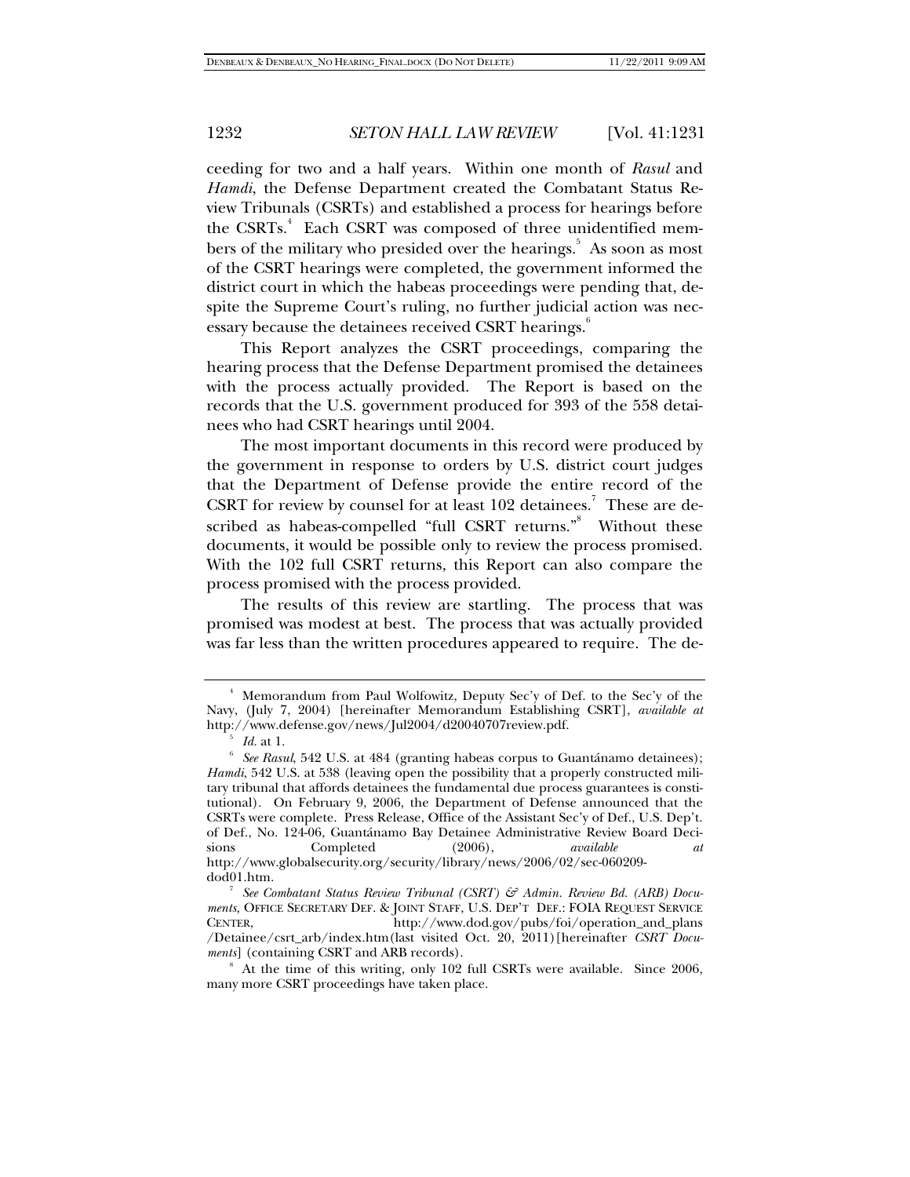ceeding for two and a half years. Within one month of *Rasul* and *Hamdi*, the Defense Department created the Combatant Status Review Tribunals (CSRTs) and established a process for hearings before the CSRTs.[4] Each CSRT was composed of three unidentified members of the military who presided over the hearings.[5] As soon as most of the CSRT hearings were completed, the government informed the district court in which the habeas proceedings were pending that, despite the Supreme Court's ruling, no further judicial action was necessary because the detainees received CSRT hearings.[6]

This Report analyzes the CSRT proceedings, comparing the hearing process that the Defense Department promised the detainees with the process actually provided. The Report is based on the records that the U.S. government produced for 393 of the 558 detainees who had CSRT hearings until 2004.

The most important documents in this record were produced by the government in response to orders by U.S. district court judges that the Department of Defense provide the entire record of the CSRT for review by counsel for at least 102 detainees.[7] These are described as habeas-compelled "full CSRT returns."[8] Without these documents, it would be possible only to review the process promised. With the 102 full CSRT returns, this Report can also compare the process promised with the process provided.

The results of this review are startling. The process that was promised was modest at best. The process that was actually provided was far less than the written procedures appeared to require. The de-

---

[4] Memorandum from Paul Wolfowitz, Deputy Sec'y of Def. to the Sec'y of the Navy, (July 7, 2004) [hereinafter Memorandum Establishing CSRT], *available at* http://www.defense.gov/news/Jul2004/d20040707review.pdf.

[5] *Id.* at 1.

[6] *See Rasul*, 542 U.S. at 484 (granting habeas corpus to Guantánamo detainees); *Hamdi*, 542 U.S. at 538 (leaving open the possibility that a properly constructed military tribunal that affords detainees the fundamental due process guarantees is constitutional). On February 9, 2006, the Department of Defense announced that the CSRTs were complete. Press Release, Office of the Assistant Sec'y of Def., U.S. Dep't. of Def., No. 124-06, Guantánamo Bay Detainee Administrative Review Board Decisions Completed (2006), *available at* http://www.globalsecurity.org/security/library/news/2006/02/sec-060209-dod01.htm.

[7] *See Combatant Status Review Tribunal (CSRT) & Admin. Review Bd. (ARB) Documents,* OFFICE SECRETARY DEF. & JOINT STAFF, U.S. DEP'T DEF.: FOIA REQUEST SERVICE CENTER, http://www.dod.gov/pubs/foi/operation_and_plans/Detainee/csrt_arb/index.htm (last visited Oct. 20, 2011) [hereinafter *CSRT Documents*] (containing CSRT and ARB records).

[8] At the time of this writing, only 102 full CSRTs were available. Since 2006, many more CSRT proceedings have taken place.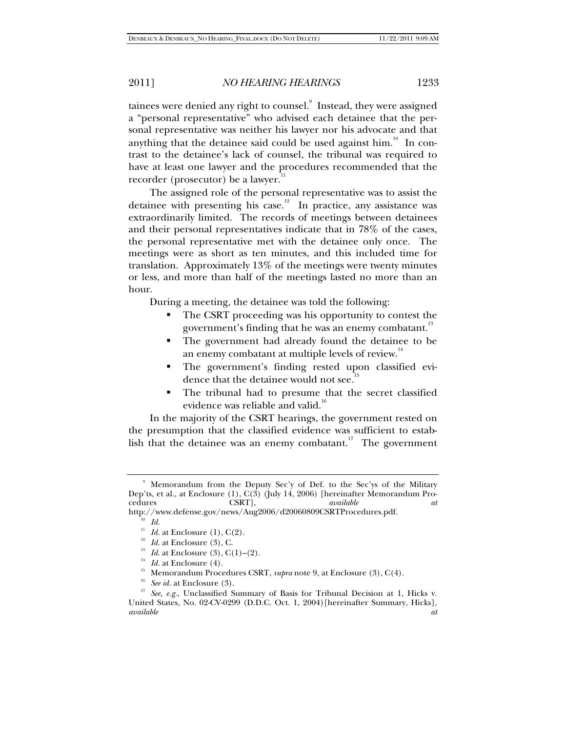tainees were denied any right to counsel.[9] Instead, they were assigned a "personal representative" who advised each detainee that the personal representative was neither his lawyer nor his advocate and that anything that the detainee said could be used against him.[10] In contrast to the detainee's lack of counsel, the tribunal was required to have at least one lawyer and the procedures recommended that the recorder (prosecutor) be a lawyer.[11]

The assigned role of the personal representative was to assist the detainee with presenting his case.[12] In practice, any assistance was extraordinarily limited. The records of meetings between detainees and their personal representatives indicate that in 78% of the cases, the personal representative met with the detainee only once. The meetings were as short as ten minutes, and this included time for translation. Approximately 13% of the meetings were twenty minutes or less, and more than half of the meetings lasted no more than an hour.

During a meeting, the detainee was told the following:

- The CSRT proceeding was his opportunity to contest the government's finding that he was an enemy combatant.[13]
- The government had already found the detainee to be an enemy combatant at multiple levels of review.[14]
- The government's finding rested upon classified evidence that the detainee would not see.[15]
- The tribunal had to presume that the secret classified evidence was reliable and valid.[16]

In the majority of the CSRT hearings, the government rested on the presumption that the classified evidence was sufficient to establish that the detainee was an enemy combatant.[17] The government

---

[9] Memorandum from the Deputy Sec'y of Def. to the Sec'ys of the Military Dep'ts, et al., at Enclosure (1), C(3) (July 14, 2006) [hereinafter Memorandum Procedures CSRT], *available at* http://www.defense.gov/news/Aug2006/d20060809CSRTProcedures.pdf.

[10] *Id.*

[11] *Id.* at Enclosure (1), C(2).

[12] *Id.* at Enclosure (3), C.

[13] *Id.* at Enclosure (3), C(1)–(2).

[14] *Id.* at Enclosure (4).

[15] Memorandum Procedures CSRT, *supra* note 9, at Enclosure (3), C(4).

[16] *See id.* at Enclosure (3).

[17] *See, e.g.*, Unclassified Summary of Basis for Tribunal Decision at 1, Hicks v. United States, No. 02-CV-0299 (D.D.C. Oct. 1, 2004) [hereinafter Summary, Hicks], *available at*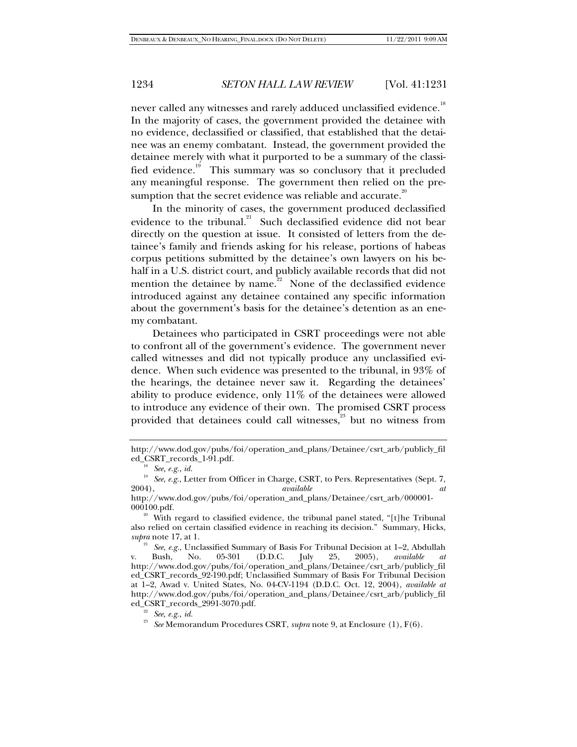never called any witnesses and rarely adduced unclassified evidence.[18] In the majority of cases, the government provided the detainee with no evidence, declassified or classified, that established that the detainee was an enemy combatant. Instead, the government provided the detainee merely with what it purported to be a summary of the classified evidence.[19] This summary was so conclusory that it precluded any meaningful response. The government then relied on the presumption that the secret evidence was reliable and accurate.[20]

In the minority of cases, the government produced declassified evidence to the tribunal.[21] Such declassified evidence did not bear directly on the question at issue. It consisted of letters from the detainee's family and friends asking for his release, portions of habeas corpus petitions submitted by the detainee's own lawyers on his behalf in a U.S. district court, and publicly available records that did not mention the detainee by name.[22] None of the declassified evidence introduced against any detainee contained any specific information about the government's basis for the detainee's detention as an enemy combatant.

Detainees who participated in CSRT proceedings were not able to confront all of the government's evidence. The government never called witnesses and did not typically produce any unclassified evidence. When such evidence was presented to the tribunal, in 93% of the hearings, the detainee never saw it. Regarding the detainees' ability to produce evidence, only 11% of the detainees were allowed to introduce any evidence of their own. The promised CSRT process provided that detainees could call witnesses,[23] but no witness from

---

http://www.dod.gov/pubs/foi/operation_and_plans/Detainee/csrt_arb/publicly_filed_CSRT_records_1-91.pdf.

[18] *See, e.g.*, *id.*

[19] *See, e.g.*, Letter from Officer in Charge, CSRT, to Pers. Representatives (Sept. 7, 2004), *available at* http://www.dod.gov/pubs/foi/operation_and_plans/Detainee/csrt_arb/000001-000100.pdf.

[20] With regard to classified evidence, the tribunal panel stated, "[t]he Tribunal also relied on certain classified evidence in reaching its decision." Summary, Hicks, *supra* note 17, at 1.

[21] *See, e.g.*, Unclassified Summary of Basis For Tribunal Decision at 1–2, Abdullah v. Bush, No. 05-301 (D.D.C. July 25, 2005), *available at* http://www.dod.gov/pubs/foi/operation_and_plans/Detainee/csrt_arb/publicly_filed_CSRT_records_92-190.pdf; Unclassified Summary of Basis For Tribunal Decision at 1–2, Awad v. United States, No. 04-CV-1194 (D.D.C. Oct. 12, 2004), *available at* http://www.dod.gov/pubs/foi/operation_and_plans/Detainee/csrt_arb/publicly_filed_CSRT_records_2991-3070.pdf.

[22] *See, e.g.*, *id.*

[23] *See* Memorandum Procedures CSRT, *supra* note 9, at Enclosure (1), F(6).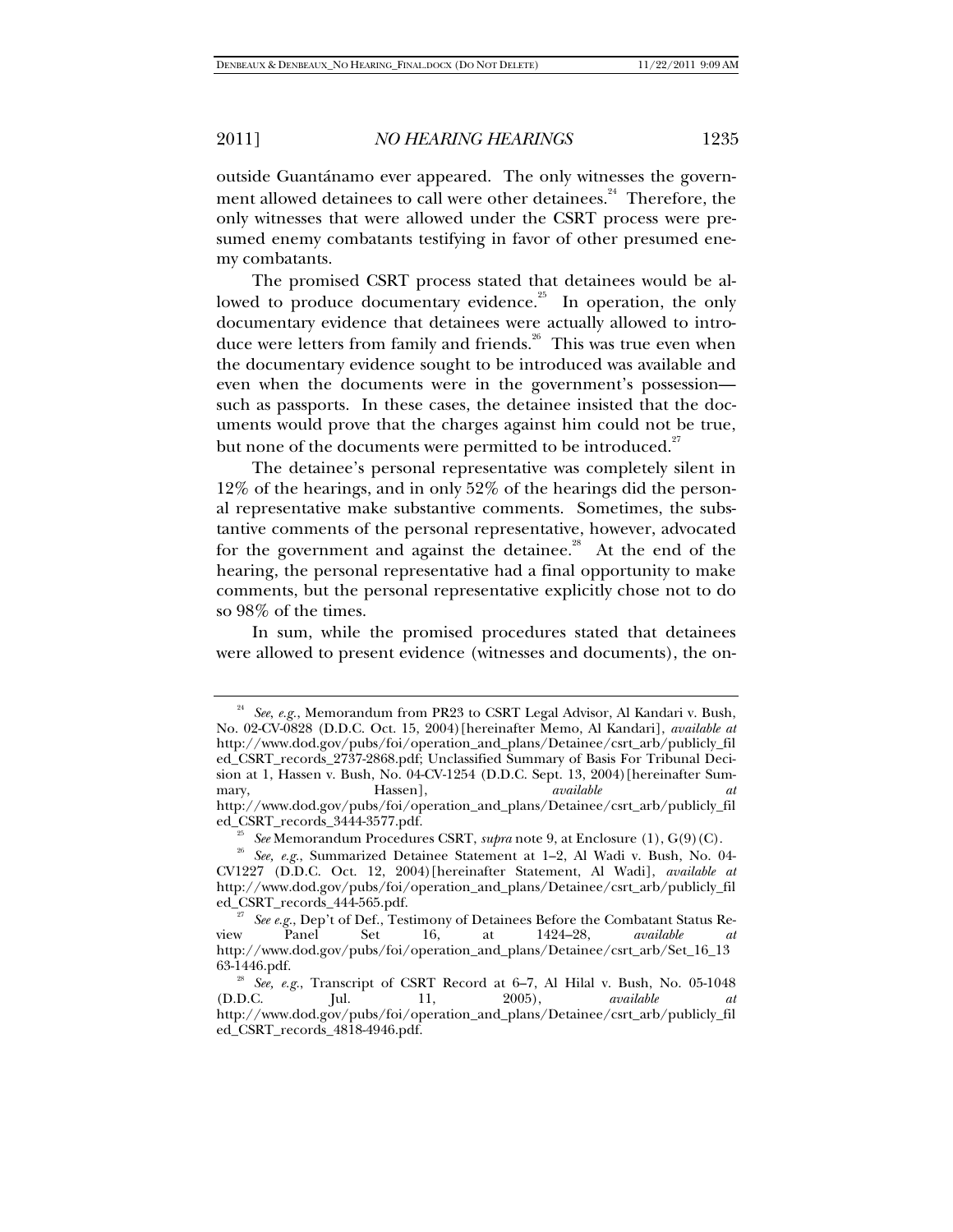outside Guantánamo ever appeared. The only witnesses the government allowed detainees to call were other detainees.[24] Therefore, the only witnesses that were allowed under the CSRT process were presumed enemy combatants testifying in favor of other presumed enemy combatants.

The promised CSRT process stated that detainees would be allowed to produce documentary evidence.[25] In operation, the only documentary evidence that detainees were actually allowed to introduce were letters from family and friends.[26] This was true even when the documentary evidence sought to be introduced was available and even when the documents were in the government's possession—such as passports. In these cases, the detainee insisted that the documents would prove that the charges against him could not be true, but none of the documents were permitted to be introduced.[27]

The detainee's personal representative was completely silent in 12% of the hearings, and in only 52% of the hearings did the personal representative make substantive comments. Sometimes, the substantive comments of the personal representative, however, advocated for the government and against the detainee.[28] At the end of the hearing, the personal representative had a final opportunity to make comments, but the personal representative explicitly chose not to do so 98% of the times.

In sum, while the promised procedures stated that detainees were allowed to present evidence (witnesses and documents), the on-

---

[24] *See, e.g.*, Memorandum from PR23 to CSRT Legal Advisor, Al Kandari v. Bush, No. 02-CV-0828 (D.D.C. Oct. 15, 2004) [hereinafter Memo, Al Kandari], *available at* http://www.dod.gov/pubs/foi/operation_and_plans/Detainee/csrt_arb/publicly_filed_CSRT_records_2737-2868.pdf; Unclassified Summary of Basis For Tribunal Decision at 1, Hassen v. Bush, No. 04-CV-1254 (D.D.C. Sept. 13, 2004) [hereinafter Summary, Hassen], *available at* http://www.dod.gov/pubs/foi/operation_and_plans/Detainee/csrt_arb/publicly_filed_CSRT_records_3444-3577.pdf.

[25] *See* Memorandum Procedures CSRT, *supra* note 9, at Enclosure (1), G(9)(C).

[26] *See, e.g.*, Summarized Detainee Statement at 1–2, Al Wadi v. Bush, No. 04-CV1227 (D.D.C. Oct. 12, 2004) [hereinafter Statement, Al Wadi], *available at* http://www.dod.gov/pubs/foi/operation_and_plans/Detainee/csrt_arb/publicly_filed_CSRT_records_444-565.pdf.

[27] *See e.g.*, Dep't of Def., Testimony of Detainees Before the Combatant Status Review Panel Set 16, at 1424–28, *available at* http://www.dod.gov/pubs/foi/operation_and_plans/Detainee/csrt_arb/Set_16_1363-1446.pdf.

[28] *See, e.g.*, Transcript of CSRT Record at 6–7, Al Hilal v. Bush, No. 05-1048 (D.D.C. Jul. 11, 2005), *available at* http://www.dod.gov/pubs/foi/operation_and_plans/Detainee/csrt_arb/publicly_filed_CSRT_records_4818-4946.pdf.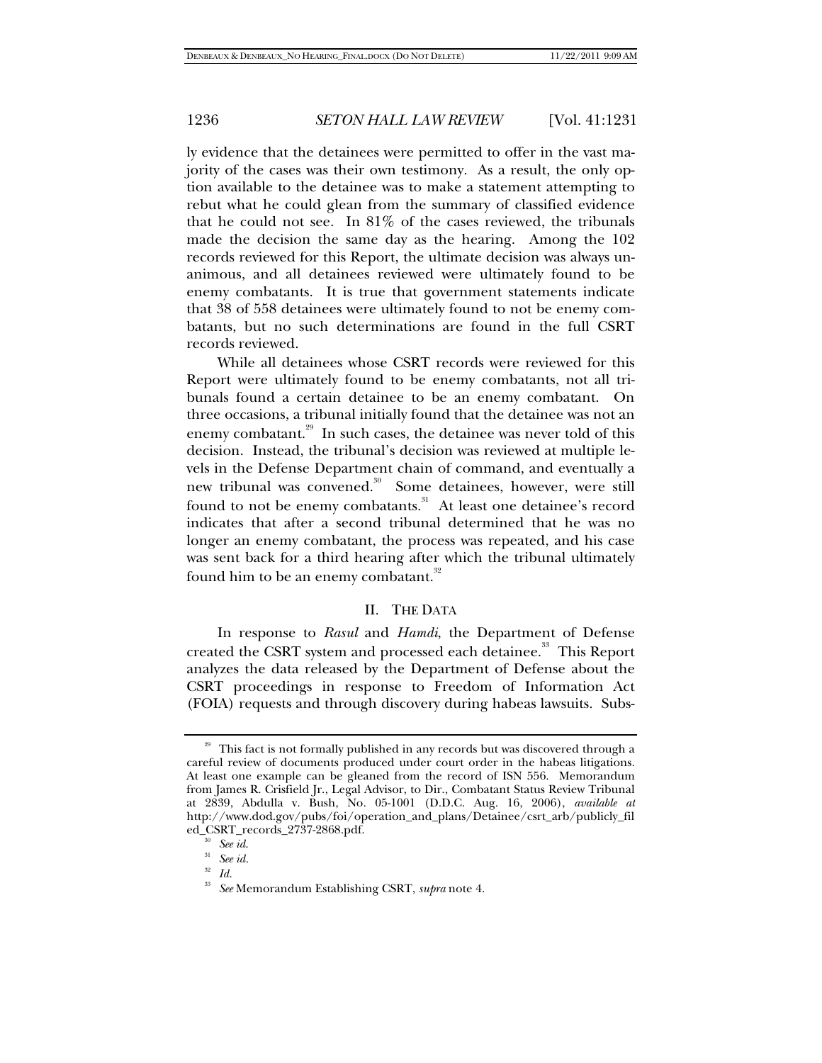ly evidence that the detainees were permitted to offer in the vast majority of the cases was their own testimony. As a result, the only option available to the detainee was to make a statement attempting to rebut what he could glean from the summary of classified evidence that he could not see. In 81% of the cases reviewed, the tribunals made the decision the same day as the hearing. Among the 102 records reviewed for this Report, the ultimate decision was always unanimous, and all detainees reviewed were ultimately found to be enemy combatants. It is true that government statements indicate that 38 of 558 detainees were ultimately found to not be enemy combatants, but no such determinations are found in the full CSRT records reviewed.

While all detainees whose CSRT records were reviewed for this Report were ultimately found to be enemy combatants, not all tribunals found a certain detainee to be an enemy combatant. On three occasions, a tribunal initially found that the detainee was not an enemy combatant.[29] In such cases, the detainee was never told of this decision. Instead, the tribunal's decision was reviewed at multiple levels in the Defense Department chain of command, and eventually a new tribunal was convened.[30] Some detainees, however, were still found to not be enemy combatants.[31] At least one detainee's record indicates that after a second tribunal determined that he was no longer an enemy combatant, the process was repeated, and his case was sent back for a third hearing after which the tribunal ultimately found him to be an enemy combatant.[32]

## II. THE DATA

In response to *Rasul* and *Hamdi*, the Department of Defense created the CSRT system and processed each detainee.[33] This Report analyzes the data released by the Department of Defense about the CSRT proceedings in response to Freedom of Information Act (FOIA) requests and through discovery during habeas lawsuits. Subs-

---

[29] This fact is not formally published in any records but was discovered through a careful review of documents produced under court order in the habeas litigations. At least one example can be gleaned from the record of ISN 556. Memorandum from James R. Crisfield Jr., Legal Advisor, to Dir., Combatant Status Review Tribunal at 2839, Abdulla v. Bush, No. 05-1001 (D.D.C. Aug. 16, 2006), *available at* http://www.dod.gov/pubs/foi/operation_and_plans/Detainee/csrt_arb/publicly_filed_CSRT_records_2737-2868.pdf.

[30] *See id.*

[31] *See id.*

[32] *Id.*

[33] *See* Memorandum Establishing CSRT, *supra* note 4.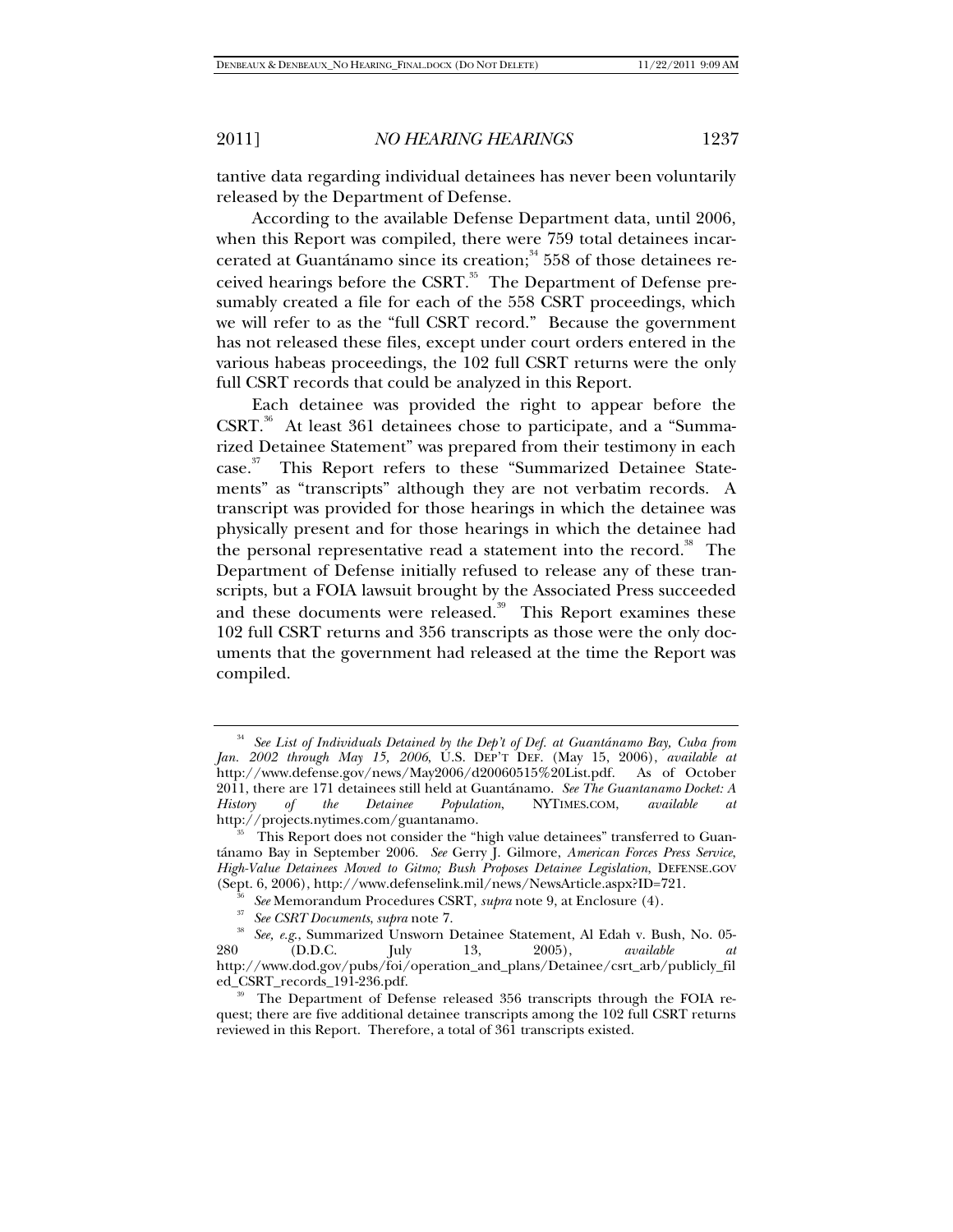tantive data regarding individual detainees has never been voluntarily released by the Department of Defense.

According to the available Defense Department data, until 2006, when this Report was compiled, there were 759 total detainees incarcerated at Guantánamo since its creation;[34] 558 of those detainees received hearings before the CSRT.[35] The Department of Defense presumably created a file for each of the 558 CSRT proceedings, which we will refer to as the "full CSRT record." Because the government has not released these files, except under court orders entered in the various habeas proceedings, the 102 full CSRT returns were the only full CSRT records that could be analyzed in this Report.

Each detainee was provided the right to appear before the CSRT.[36] At least 361 detainees chose to participate, and a "Summarized Detainee Statement" was prepared from their testimony in each case.[37] This Report refers to these "Summarized Detainee Statements" as "transcripts" although they are not verbatim records. A transcript was provided for those hearings in which the detainee was physically present and for those hearings in which the detainee had the personal representative read a statement into the record.[38] The Department of Defense initially refused to release any of these transcripts, but a FOIA lawsuit brought by the Associated Press succeeded and these documents were released.[39] This Report examines these 102 full CSRT returns and 356 transcripts as those were the only documents that the government had released at the time the Report was compiled.

---

[34] *See List of Individuals Detained by the Dep't of Def. at Guantánamo Bay, Cuba from Jan. 2002 through May 15, 2006*, U.S. DEP'T DEF. (May 15, 2006), *available at* http://www.defense.gov/news/May2006/d20060515%20List.pdf. As of October 2011, there are 171 detainees still held at Guantánamo. *See The Guantanamo Docket: A History of the Detainee Population*, NYTIMES.COM, *available at* http://projects.nytimes.com/guantanamo.

[35] This Report does not consider the "high value detainees" transferred to Guantánamo Bay in September 2006. *See* Gerry J. Gilmore, *American Forces Press Service, High-Value Detainees Moved to Gitmo; Bush Proposes Detainee Legislation*, DEFENSE.GOV (Sept. 6, 2006), http://www.defenselink.mil/news/NewsArticle.aspx?ID=721.

[36] *See* Memorandum Procedures CSRT, *supra* note 9, at Enclosure (4).

[37] *See CSRT Documents*, *supra* note 7.

[38] *See, e.g.*, Summarized Unsworn Detainee Statement, Al Edah v. Bush, No. 05-280 (D.D.C. July 13, 2005), *available at* http://www.dod.gov/pubs/foi/operation_and_plans/Detainee/csrt_arb/publicly_filed_CSRT_records_191-236.pdf.

[39] The Department of Defense released 356 transcripts through the FOIA request; there are five additional detainee transcripts among the 102 full CSRT returns reviewed in this Report. Therefore, a total of 361 transcripts existed.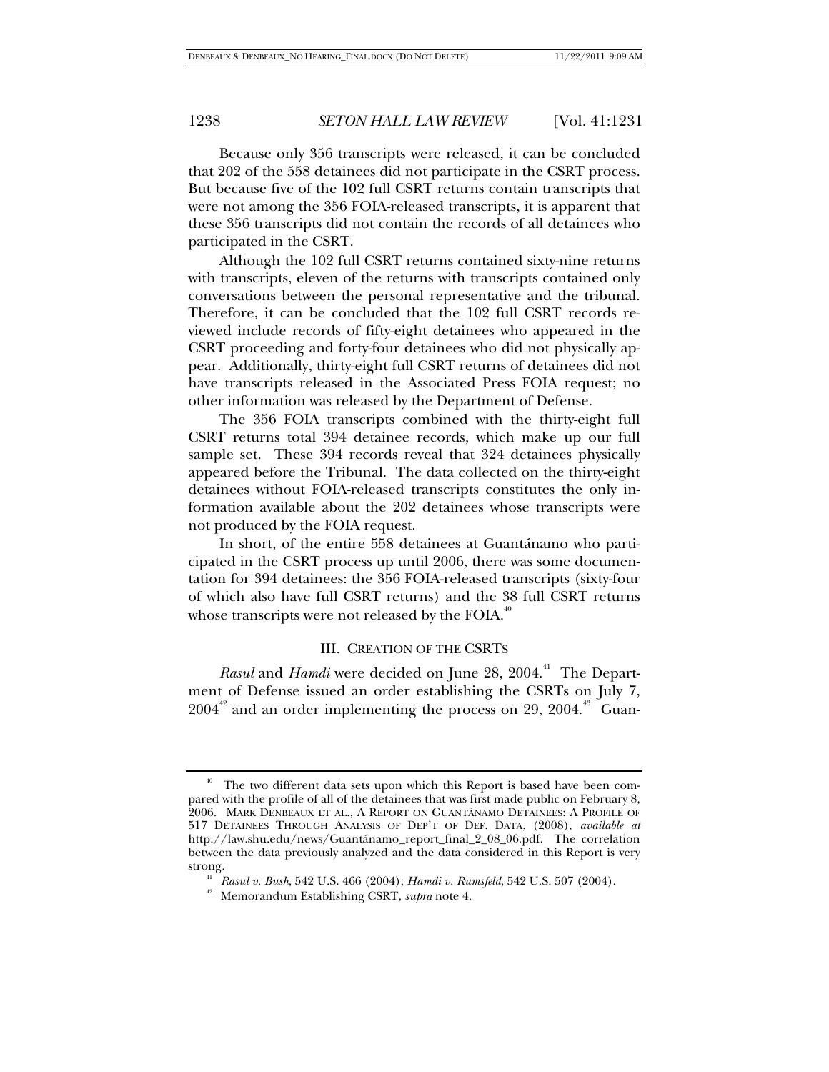Because only 356 transcripts were released, it can be concluded that 202 of the 558 detainees did not participate in the CSRT process. But because five of the 102 full CSRT returns contain transcripts that were not among the 356 FOIA-released transcripts, it is apparent that these 356 transcripts did not contain the records of all detainees who participated in the CSRT.

Although the 102 full CSRT returns contained sixty-nine returns with transcripts, eleven of the returns with transcripts contained only conversations between the personal representative and the tribunal. Therefore, it can be concluded that the 102 full CSRT records reviewed include records of fifty-eight detainees who appeared in the CSRT proceeding and forty-four detainees who did not physically appear. Additionally, thirty-eight full CSRT returns of detainees did not have transcripts released in the Associated Press FOIA request; no other information was released by the Department of Defense.

The 356 FOIA transcripts combined with the thirty-eight full CSRT returns total 394 detainee records, which make up our full sample set. These 394 records reveal that 324 detainees physically appeared before the Tribunal. The data collected on the thirty-eight detainees without FOIA-released transcripts constitutes the only information available about the 202 detainees whose transcripts were not produced by the FOIA request.

In short, of the entire 558 detainees at Guantánamo who participated in the CSRT process up until 2006, there was some documentation for 394 detainees: the 356 FOIA-released transcripts (sixty-four of which also have full CSRT returns) and the 38 full CSRT returns whose transcripts were not released by the FOIA.[40]

## III. CREATION OF THE CSRTS

*Rasul* and *Hamdi* were decided on June 28, 2004.[41] The Department of Defense issued an order establishing the CSRTs on July 7, 2004[42] and an order implementing the process on 29, 2004.[43] Guan-

---

[40] The two different data sets upon which this Report is based have been compared with the profile of all of the detainees that was first made public on February 8, 2006. MARK DENBEAUX ET AL., A REPORT ON GUANTÁNAMO DETAINEES: A PROFILE OF 517 DETAINEES THROUGH ANALYSIS OF DEP'T OF DEF. DATA, (2008), *available at* http://law.shu.edu/news/Guantánamo_report_final_2_08_06.pdf. The correlation between the data previously analyzed and the data considered in this Report is very strong.

[41] *Rasul v. Bush*, 542 U.S. 466 (2004); *Hamdi v. Rumsfeld*, 542 U.S. 507 (2004).

[42] Memorandum Establishing CSRT, *supra* note 4.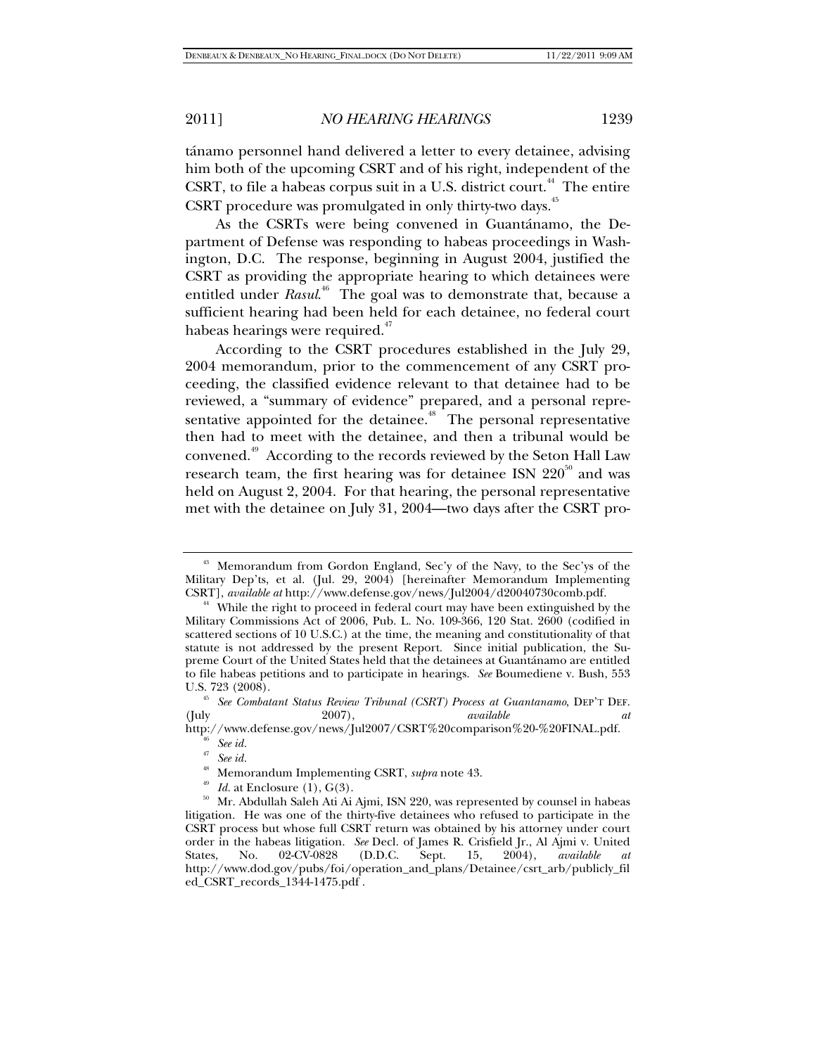tánamo personnel hand delivered a letter to every detainee, advising him both of the upcoming CSRT and of his right, independent of the CSRT, to file a habeas corpus suit in a U.S. district court.[44] The entire CSRT procedure was promulgated in only thirty-two days.[45]

As the CSRTs were being convened in Guantánamo, the Department of Defense was responding to habeas proceedings in Washington, D.C. The response, beginning in August 2004, justified the CSRT as providing the appropriate hearing to which detainees were entitled under *Rasul*.[46] The goal was to demonstrate that, because a sufficient hearing had been held for each detainee, no federal court habeas hearings were required.[47]

According to the CSRT procedures established in the July 29, 2004 memorandum, prior to the commencement of any CSRT proceeding, the classified evidence relevant to that detainee had to be reviewed, a "summary of evidence" prepared, and a personal representative appointed for the detainee.[48] The personal representative then had to meet with the detainee, and then a tribunal would be convened.[49] According to the records reviewed by the Seton Hall Law research team, the first hearing was for detainee ISN 220[50] and was held on August 2, 2004. For that hearing, the personal representative met with the detainee on July 31, 2004—two days after the CSRT pro-

---

[43] Memorandum from Gordon England, Sec'y of the Navy, to the Sec'ys of the Military Dep'ts, et al. (Jul. 29, 2004) [hereinafter Memorandum Implementing CSRT], *available at* http://www.defense.gov/news/Jul2004/d20040730comb.pdf.

[44] While the right to proceed in federal court may have been extinguished by the Military Commissions Act of 2006, Pub. L. No. 109-366, 120 Stat. 2600 (codified in scattered sections of 10 U.S.C.) at the time, the meaning and constitutionality of that statute is not addressed by the present Report. Since initial publication, the Supreme Court of the United States held that the detainees at Guantánamo are entitled to file habeas petitions and to participate in hearings. *See* Boumediene v. Bush, 553 U.S. 723 (2008).

[45] *See Combatant Status Review Tribunal (CSRT) Process at Guantanamo*, DEP'T DEF. (July 2007), *available at* http://www.defense.gov/news/Jul2007/CSRT%20comparison%20-%20FINAL.pdf.

[46] *See id.*

[47] *See id.*

[48] Memorandum Implementing CSRT, *supra* note 43.

[49] *Id.* at Enclosure (1), G(3).

[50] Mr. Abdullah Saleh Ati Ai Ajmi, ISN 220, was represented by counsel in habeas litigation. He was one of the thirty-five detainees who refused to participate in the CSRT process but whose full CSRT return was obtained by his attorney under court order in the habeas litigation. *See* Decl. of James R. Crisfield Jr., Al Ajmi v. United States, No. 02-CV-0828 (D.D.C. Sept. 15, 2004), *available at* http://www.dod.gov/pubs/foi/operation_and_plans/Detainee/csrt_arb/publicly_filed_CSRT_records_1344-1475.pdf .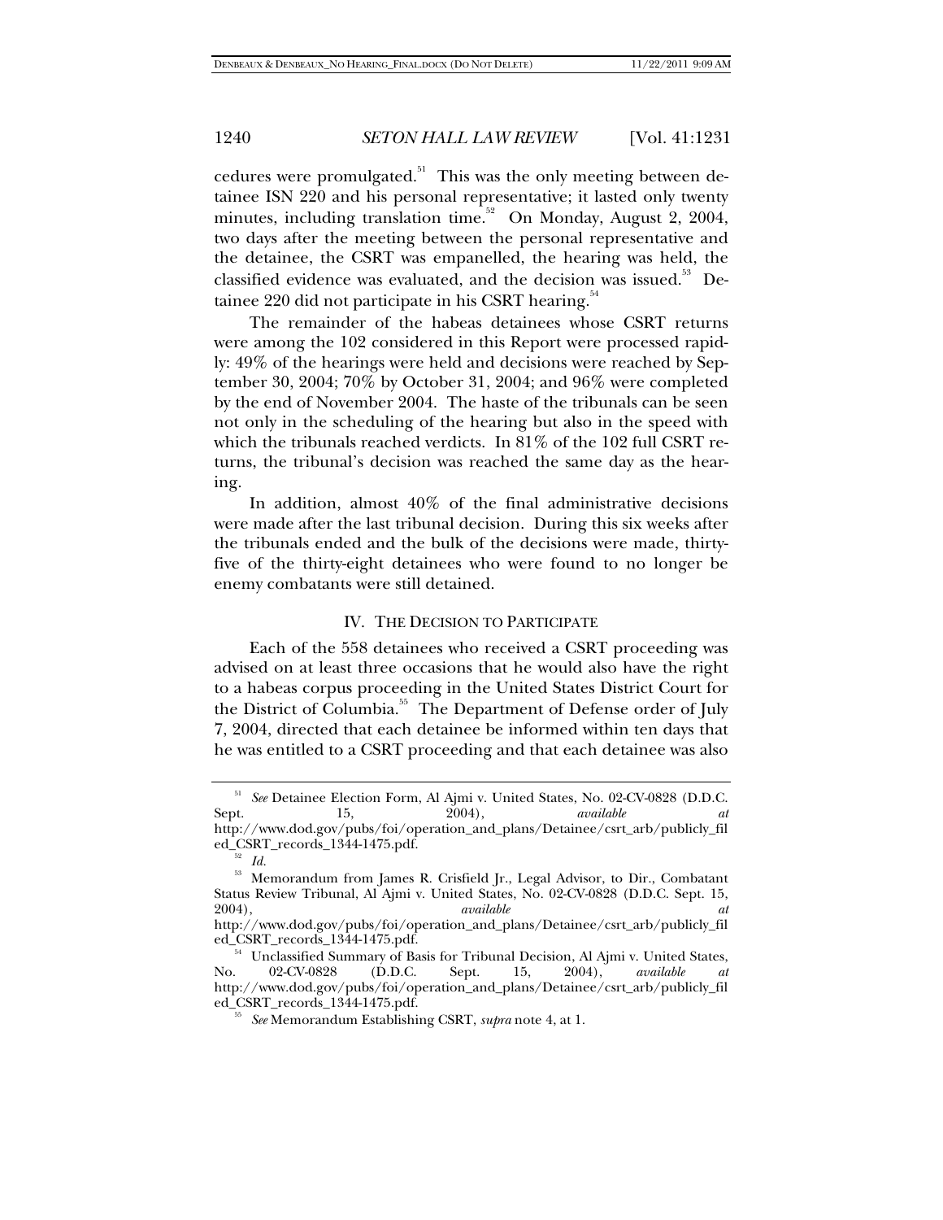cedures were promulgated.[51] This was the only meeting between detainee ISN 220 and his personal representative; it lasted only twenty minutes, including translation time.[52] On Monday, August 2, 2004, two days after the meeting between the personal representative and the detainee, the CSRT was empanelled, the hearing was held, the classified evidence was evaluated, and the decision was issued.[53] Detainee 220 did not participate in his CSRT hearing.[54]

The remainder of the habeas detainees whose CSRT returns were among the 102 considered in this Report were processed rapidly: 49% of the hearings were held and decisions were reached by September 30, 2004; 70% by October 31, 2004; and 96% were completed by the end of November 2004. The haste of the tribunals can be seen not only in the scheduling of the hearing but also in the speed with which the tribunals reached verdicts. In 81% of the 102 full CSRT returns, the tribunal's decision was reached the same day as the hearing.

In addition, almost 40% of the final administrative decisions were made after the last tribunal decision. During this six weeks after the tribunals ended and the bulk of the decisions were made, thirty-five of the thirty-eight detainees who were found to no longer be enemy combatants were still detained.

## IV. THE DECISION TO PARTICIPATE

Each of the 558 detainees who received a CSRT proceeding was advised on at least three occasions that he would also have the right to a habeas corpus proceeding in the United States District Court for the District of Columbia.[55] The Department of Defense order of July 7, 2004, directed that each detainee be informed within ten days that he was entitled to a CSRT proceeding and that each detainee was also

---

[51] *See* Detainee Election Form, Al Ajmi v. United States, No. 02-CV-0828 (D.D.C. Sept. 15, 2004), *available at* http://www.dod.gov/pubs/foi/operation_and_plans/Detainee/csrt_arb/publicly_filed_CSRT_records_1344-1475.pdf.

[52] *Id.*

[53] Memorandum from James R. Crisfield Jr., Legal Advisor, to Dir., Combatant Status Review Tribunal, Al Ajmi v. United States, No. 02-CV-0828 (D.D.C. Sept. 15, 2004), *available at* http://www.dod.gov/pubs/foi/operation_and_plans/Detainee/csrt_arb/publicly_filed_CSRT_records_1344-1475.pdf.

[54] Unclassified Summary of Basis for Tribunal Decision, Al Ajmi v. United States, No. 02-CV-0828 (D.D.C. Sept. 15, 2004), *available at* http://www.dod.gov/pubs/foi/operation_and_plans/Detainee/csrt_arb/publicly_filed_CSRT_records_1344-1475.pdf.

[55] *See* Memorandum Establishing CSRT, *supra* note 4, at 1.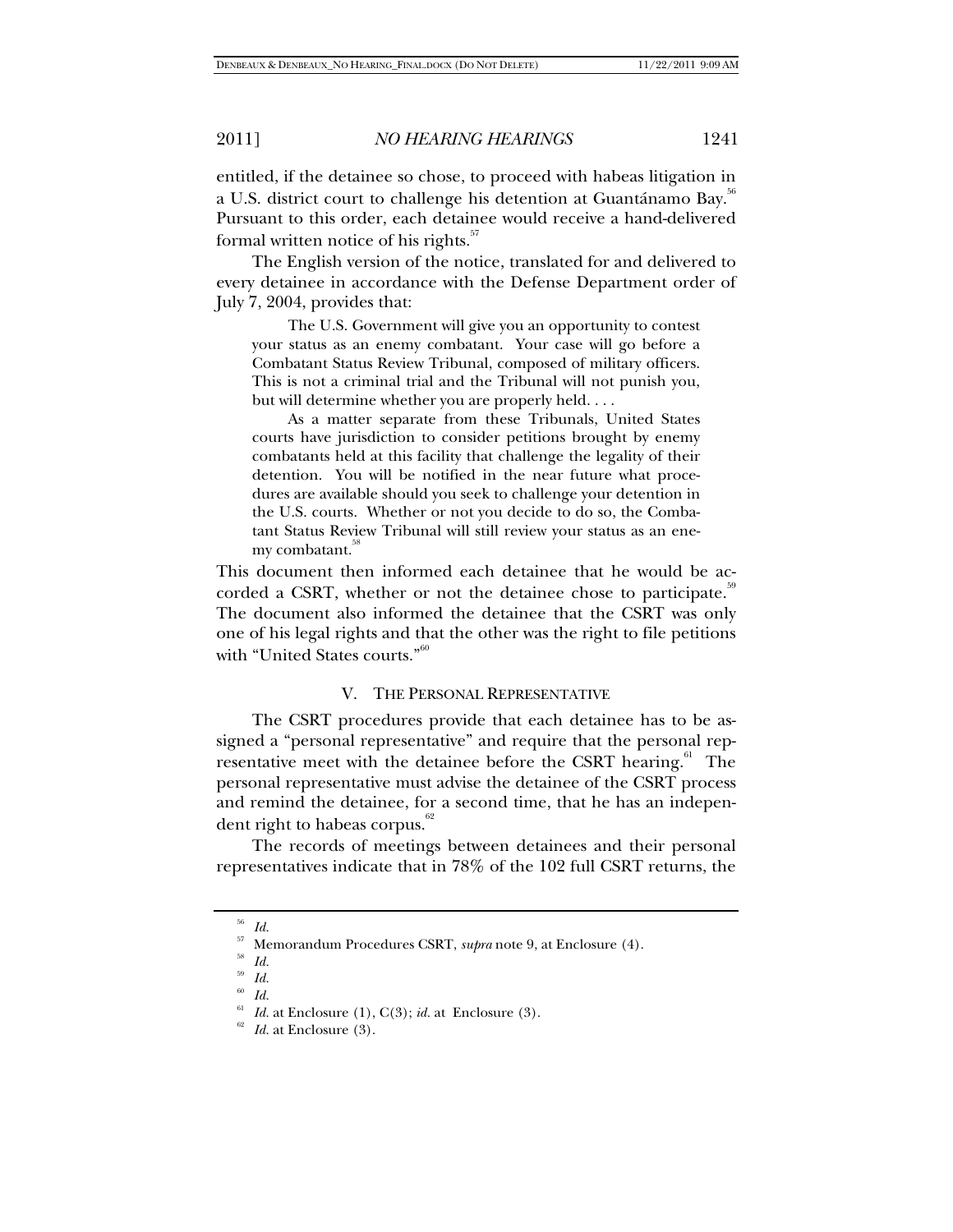entitled, if the detainee so chose, to proceed with habeas litigation in a U.S. district court to challenge his detention at Guantánamo Bay.[56] Pursuant to this order, each detainee would receive a hand-delivered formal written notice of his rights.[57]

The English version of the notice, translated for and delivered to every detainee in accordance with the Defense Department order of July 7, 2004, provides that:

> The U.S. Government will give you an opportunity to contest your status as an enemy combatant. Your case will go before a Combatant Status Review Tribunal, composed of military officers. This is not a criminal trial and the Tribunal will not punish you, but will determine whether you are properly held. . . .
>
> As a matter separate from these Tribunals, United States courts have jurisdiction to consider petitions brought by enemy combatants held at this facility that challenge the legality of their detention. You will be notified in the near future what procedures are available should you seek to challenge your detention in the U.S. courts. Whether or not you decide to do so, the Combatant Status Review Tribunal will still review your status as an enemy combatant.[58]

This document then informed each detainee that he would be accorded a CSRT, whether or not the detainee chose to participate.[59] The document also informed the detainee that the CSRT was only one of his legal rights and that the other was the right to file petitions with "United States courts."[60]

## V. THE PERSONAL REPRESENTATIVE

The CSRT procedures provide that each detainee has to be assigned a "personal representative" and require that the personal representative meet with the detainee before the CSRT hearing.[61] The personal representative must advise the detainee of the CSRT process and remind the detainee, for a second time, that he has an independent right to habeas corpus.[62]

The records of meetings between detainees and their personal representatives indicate that in 78% of the 102 full CSRT returns, the

---

[56] *Id.*

[57] Memorandum Procedures CSRT, *supra* note 9, at Enclosure (4).

[58] *Id.*

[59] *Id.*

[60] *Id.*

[61] *Id.* at Enclosure (1), C(3); *id.* at Enclosure (3).

[62] *Id.* at Enclosure (3).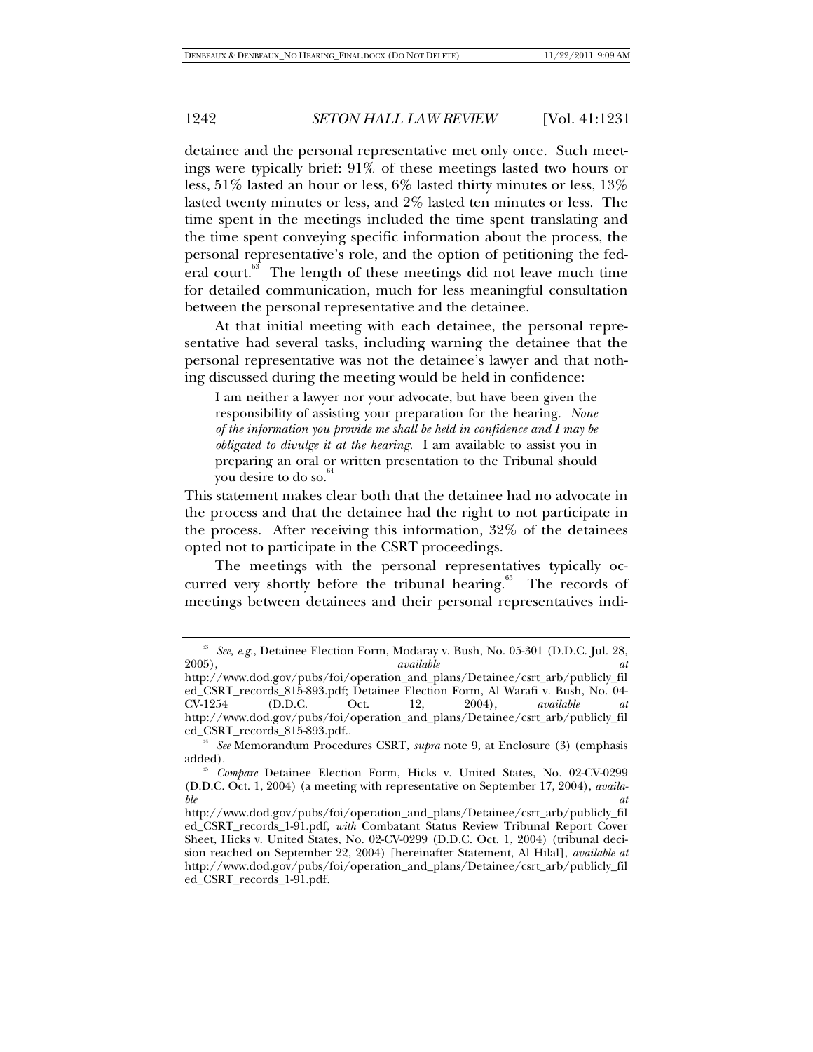detainee and the personal representative met only once. Such meetings were typically brief: 91% of these meetings lasted two hours or less, 51% lasted an hour or less, 6% lasted thirty minutes or less, 13% lasted twenty minutes or less, and 2% lasted ten minutes or less. The time spent in the meetings included the time spent translating and the time spent conveying specific information about the process, the personal representative's role, and the option of petitioning the federal court.[63] The length of these meetings did not leave much time for detailed communication, much for less meaningful consultation between the personal representative and the detainee.

At that initial meeting with each detainee, the personal representative had several tasks, including warning the detainee that the personal representative was not the detainee's lawyer and that nothing discussed during the meeting would be held in confidence:

> I am neither a lawyer nor your advocate, but have been given the responsibility of assisting your preparation for the hearing. *None of the information you provide me shall be held in confidence and I may be obligated to divulge it at the hearing*. I am available to assist you in preparing an oral or written presentation to the Tribunal should you desire to do so.[64]

This statement makes clear both that the detainee had no advocate in the process and that the detainee had the right to not participate in the process. After receiving this information, 32% of the detainees opted not to participate in the CSRT proceedings.

The meetings with the personal representatives typically occurred very shortly before the tribunal hearing.[65] The records of meetings between detainees and their personal representatives indi-

---

[63] *See, e.g.*, Detainee Election Form, Modaray v. Bush, No. 05-301 (D.D.C. Jul. 28, 2005), *available at* http://www.dod.gov/pubs/foi/operation_and_plans/Detainee/csrt_arb/publicly_filed_CSRT_records_815-893.pdf; Detainee Election Form, Al Warafi v. Bush, No. 04-CV-1254 (D.D.C. Oct. 12, 2004), *available at* http://www.dod.gov/pubs/foi/operation_and_plans/Detainee/csrt_arb/publicly_filed_CSRT_records_815-893.pdf..

[64] *See* Memorandum Procedures CSRT, *supra* note 9, at Enclosure (3) (emphasis added).

[65] *Compare* Detainee Election Form, Hicks v. United States, No. 02-CV-0299 (D.D.C. Oct. 1, 2004) (a meeting with representative on September 17, 2004), *available at* http://www.dod.gov/pubs/foi/operation_and_plans/Detainee/csrt_arb/publicly_filed_CSRT_records_1-91.pdf, *with* Combatant Status Review Tribunal Report Cover Sheet, Hicks v. United States, No. 02-CV-0299 (D.D.C. Oct. 1, 2004) (tribunal decision reached on September 22, 2004) [hereinafter Statement, Al Hilal], *available at* http://www.dod.gov/pubs/foi/operation_and_plans/Detainee/csrt_arb/publicly_filed_CSRT_records_1-91.pdf.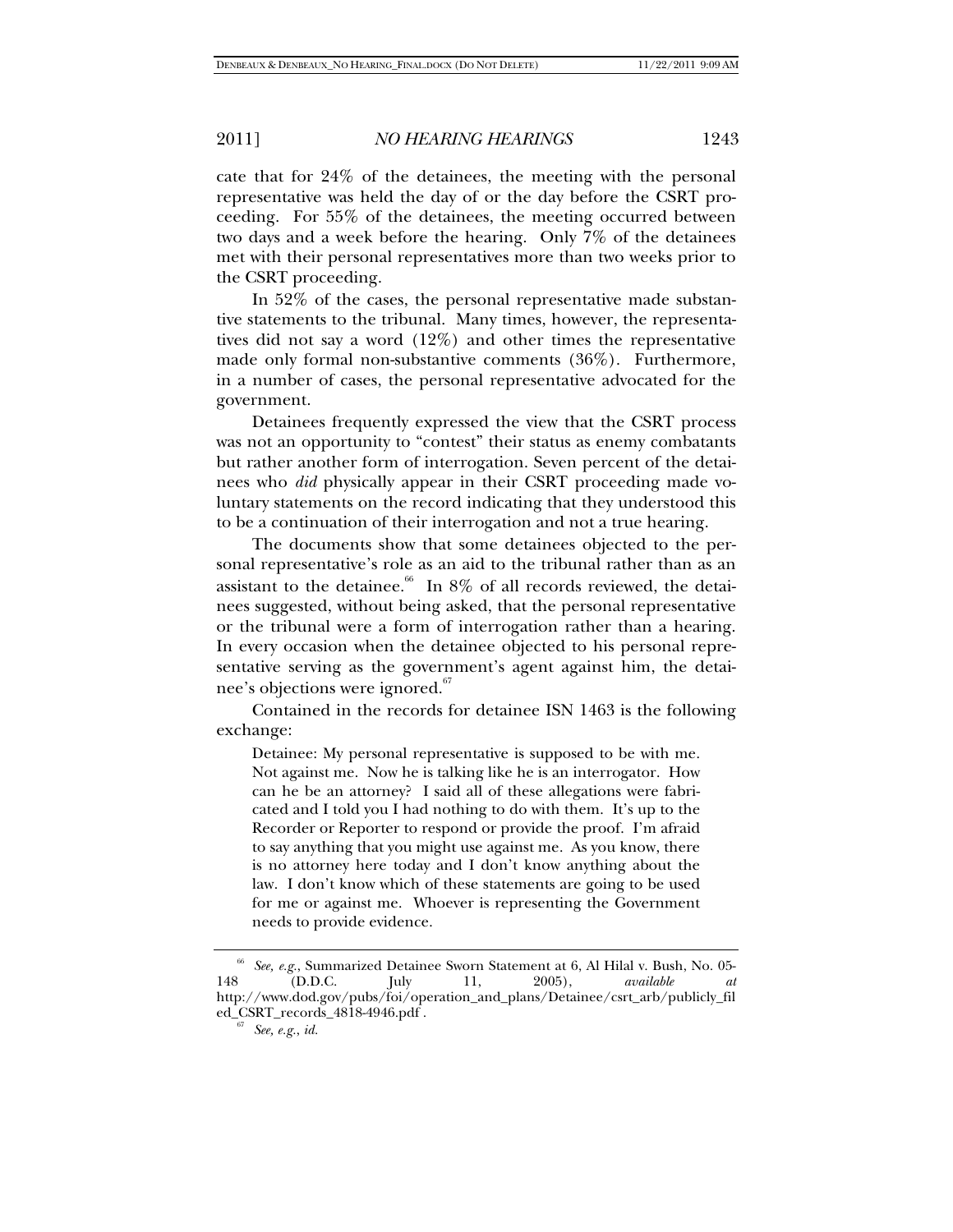cate that for 24% of the detainees, the meeting with the personal representative was held the day of or the day before the CSRT proceeding. For 55% of the detainees, the meeting occurred between two days and a week before the hearing. Only 7% of the detainees met with their personal representatives more than two weeks prior to the CSRT proceeding.

In 52% of the cases, the personal representative made substantive statements to the tribunal. Many times, however, the representatives did not say a word (12%) and other times the representative made only formal non-substantive comments (36%). Furthermore, in a number of cases, the personal representative advocated for the government.

Detainees frequently expressed the view that the CSRT process was not an opportunity to "contest" their status as enemy combatants but rather another form of interrogation. Seven percent of the detainees who *did* physically appear in their CSRT proceeding made voluntary statements on the record indicating that they understood this to be a continuation of their interrogation and not a true hearing.

The documents show that some detainees objected to the personal representative's role as an aid to the tribunal rather than as an assistant to the detainee.[66] In 8% of all records reviewed, the detainees suggested, without being asked, that the personal representative or the tribunal were a form of interrogation rather than a hearing. In every occasion when the detainee objected to his personal representative serving as the government's agent against him, the detainee's objections were ignored.[67]

Contained in the records for detainee ISN 1463 is the following exchange:

> Detainee: My personal representative is supposed to be with me. Not against me. Now he is talking like he is an interrogator. How can he be an attorney? I said all of these allegations were fabricated and I told you I had nothing to do with them. It's up to the Recorder or Reporter to respond or provide the proof. I'm afraid to say anything that you might use against me. As you know, there is no attorney here today and I don't know anything about the law. I don't know which of these statements are going to be used for me or against me. Whoever is representing the Government needs to provide evidence.

---

[66] *See, e.g.*, Summarized Detainee Sworn Statement at 6, Al Hilal v. Bush, No. 05-148 (D.D.C. July 11, 2005), *available at* http://www.dod.gov/pubs/foi/operation_and_plans/Detainee/csrt_arb/publicly_filed_CSRT_records_4818-4946.pdf .

[67] *See, e.g.*, *id.*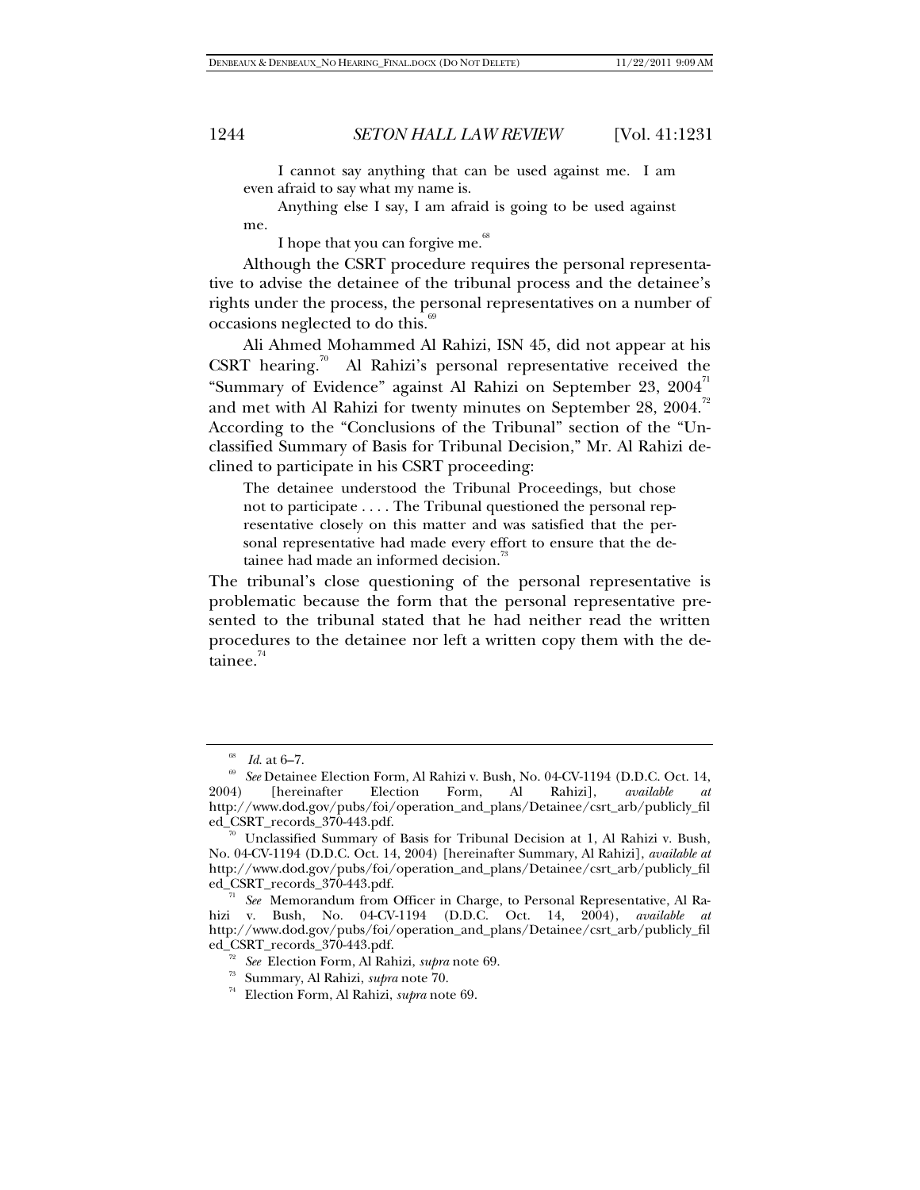> I cannot say anything that can be used against me. I am even afraid to say what my name is.
>
> Anything else I say, I am afraid is going to be used against me.
>
> I hope that you can forgive me.[68]

Although the CSRT procedure requires the personal representative to advise the detainee of the tribunal process and the detainee's rights under the process, the personal representatives on a number of occasions neglected to do this.[69]

Ali Ahmed Mohammed Al Rahizi, ISN 45, did not appear at his CSRT hearing.[70] Al Rahizi's personal representative received the "Summary of Evidence" against Al Rahizi on September 23, 2004[71] and met with Al Rahizi for twenty minutes on September 28, 2004.[72] According to the "Conclusions of the Tribunal" section of the "Unclassified Summary of Basis for Tribunal Decision," Mr. Al Rahizi declined to participate in his CSRT proceeding:

> The detainee understood the Tribunal Proceedings, but chose not to participate . . . . The Tribunal questioned the personal representative closely on this matter and was satisfied that the personal representative had made every effort to ensure that the detainee had made an informed decision.[73]

The tribunal's close questioning of the personal representative is problematic because the form that the personal representative presented to the tribunal stated that he had neither read the written procedures to the detainee nor left a written copy them with the detainee.[74]

---

[68] *Id.* at 6–7.

[69] *See* Detainee Election Form, Al Rahizi v. Bush, No. 04-CV-1194 (D.D.C. Oct. 14, 2004) [hereinafter Election Form, Al Rahizi], *available at* http://www.dod.gov/pubs/foi/operation_and_plans/Detainee/csrt_arb/publicly_filed_CSRT_records_370-443.pdf.

[70] Unclassified Summary of Basis for Tribunal Decision at 1, Al Rahizi v. Bush, No. 04-CV-1194 (D.D.C. Oct. 14, 2004) [hereinafter Summary, Al Rahizi], *available at* http://www.dod.gov/pubs/foi/operation_and_plans/Detainee/csrt_arb/publicly_filed_CSRT_records_370-443.pdf.

[71] *See* Memorandum from Officer in Charge, to Personal Representative, Al Rahizi v. Bush, No. 04-CV-1194 (D.D.C. Oct. 14, 2004), *available at* http://www.dod.gov/pubs/foi/operation_and_plans/Detainee/csrt_arb/publicly_filed_CSRT_records_370-443.pdf.

[72] *See* Election Form, Al Rahizi, *supra* note 69.

[73] Summary, Al Rahizi, *supra* note 70.

[74] Election Form, Al Rahizi, *supra* note 69.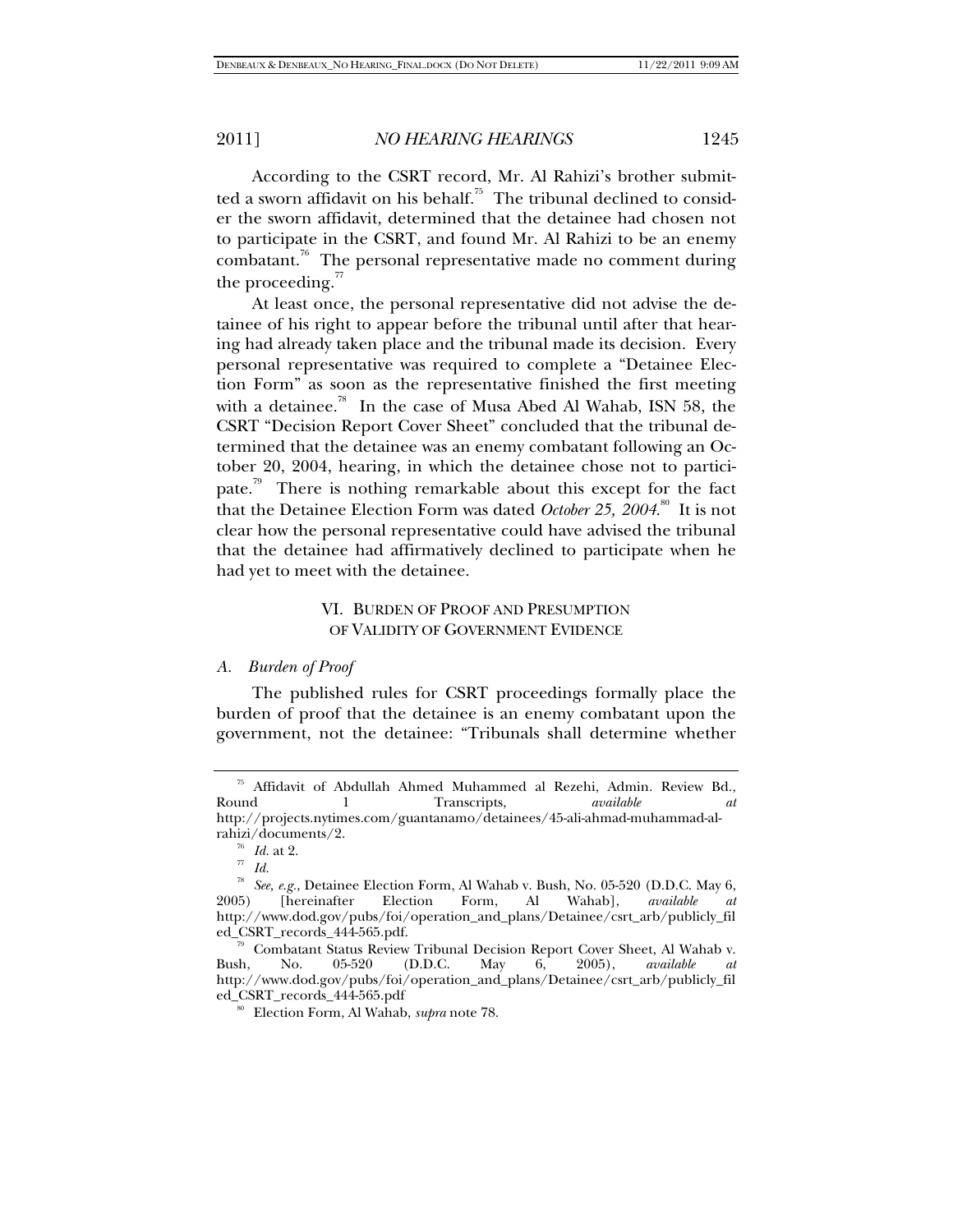According to the CSRT record, Mr. Al Rahizi's brother submitted a sworn affidavit on his behalf.[75] The tribunal declined to consider the sworn affidavit, determined that the detainee had chosen not to participate in the CSRT, and found Mr. Al Rahizi to be an enemy combatant.[76] The personal representative made no comment during the proceeding.[77]

At least once, the personal representative did not advise the detainee of his right to appear before the tribunal until after that hearing had already taken place and the tribunal made its decision. Every personal representative was required to complete a "Detainee Election Form" as soon as the representative finished the first meeting with a detainee.[78] In the case of Musa Abed Al Wahab, ISN 58, the CSRT "Decision Report Cover Sheet" concluded that the tribunal determined that the detainee was an enemy combatant following an October 20, 2004, hearing, in which the detainee chose not to participate.[79] There is nothing remarkable about this except for the fact that the Detainee Election Form was dated *October 25, 2004*.[80] It is not clear how the personal representative could have advised the tribunal that the detainee had affirmatively declined to participate when he had yet to meet with the detainee.

## VI. BURDEN OF PROOF AND PRESUMPTION OF VALIDITY OF GOVERNMENT EVIDENCE

### *A. Burden of Proof*

The published rules for CSRT proceedings formally place the burden of proof that the detainee is an enemy combatant upon the government, not the detainee: "Tribunals shall determine whether

---

[75] Affidavit of Abdullah Ahmed Muhammed al Rezehi, Admin. Review Bd., Round 1 Transcripts, *available at* http://projects.nytimes.com/guantanamo/detainees/45-ali-ahmad-muhammad-al-rahizi/documents/2.

[76] *Id.* at 2.

[77] *Id.*

[78] *See, e.g.*, Detainee Election Form, Al Wahab v. Bush, No. 05-520 (D.D.C. May 6, 2005) [hereinafter Election Form, Al Wahab], *available at* http://www.dod.gov/pubs/foi/operation_and_plans/Detainee/csrt_arb/publicly_filed_CSRT_records_444-565.pdf.

[79] Combatant Status Review Tribunal Decision Report Cover Sheet, Al Wahab v. Bush, No. 05-520 (D.D.C. May 6, 2005), *available at* http://www.dod.gov/pubs/foi/operation_and_plans/Detainee/csrt_arb/publicly_filed_CSRT_records_444-565.pdf

[80] Election Form, Al Wahab, *supra* note 78.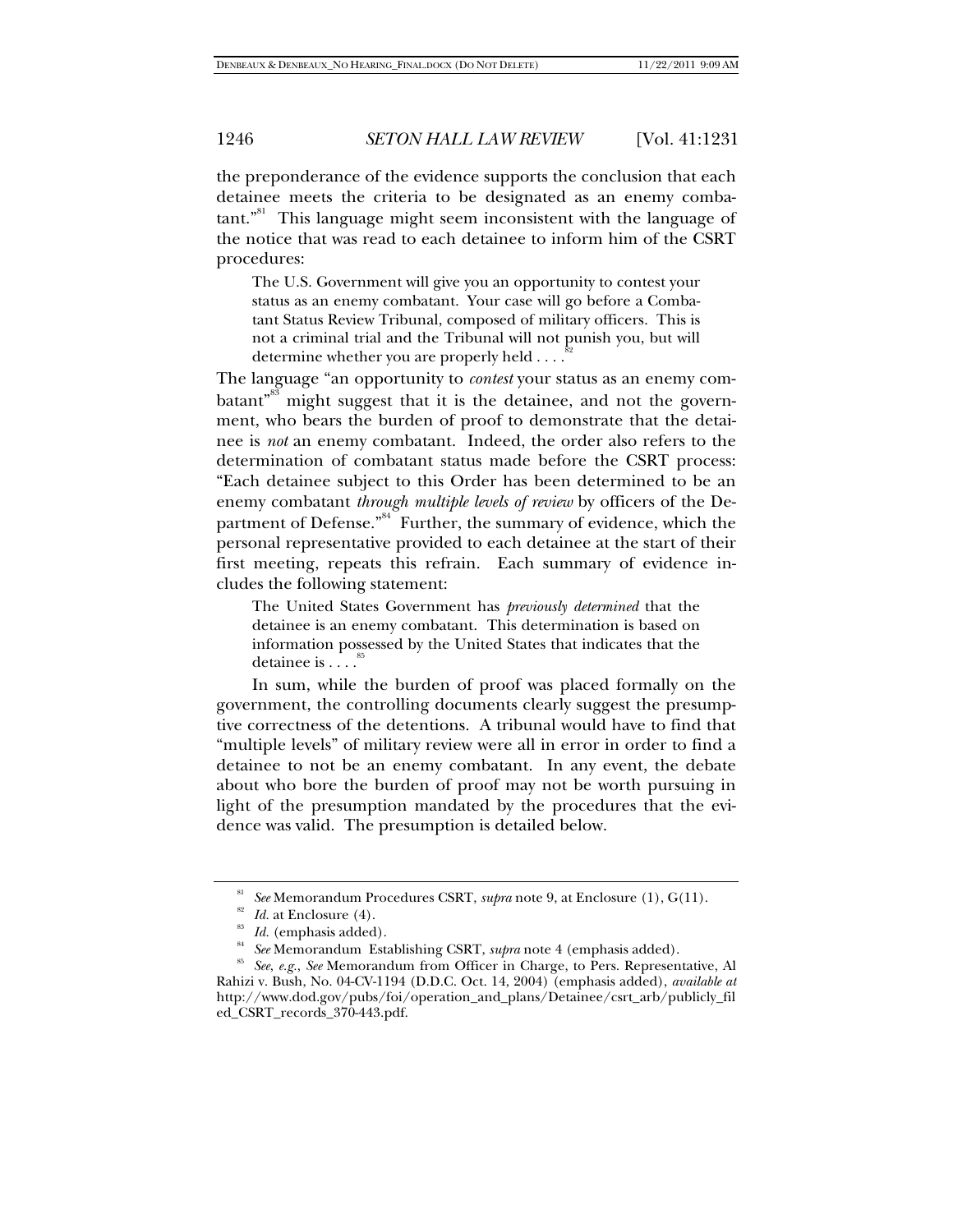the preponderance of the evidence supports the conclusion that each detainee meets the criteria to be designated as an enemy combatant."[81] This language might seem inconsistent with the language of the notice that was read to each detainee to inform him of the CSRT procedures:

> The U.S. Government will give you an opportunity to contest your status as an enemy combatant. Your case will go before a Combatant Status Review Tribunal, composed of military officers. This is not a criminal trial and the Tribunal will not punish you, but will determine whether you are properly held . . . .[82]

The language "an opportunity to *contest* your status as an enemy combatant"[83] might suggest that it is the detainee, and not the government, who bears the burden of proof to demonstrate that the detainee is *not* an enemy combatant. Indeed, the order also refers to the determination of combatant status made before the CSRT process: "Each detainee subject to this Order has been determined to be an enemy combatant *through multiple levels of review* by officers of the Department of Defense."[84] Further, the summary of evidence, which the personal representative provided to each detainee at the start of their first meeting, repeats this refrain. Each summary of evidence includes the following statement:

> The United States Government has *previously determined* that the detainee is an enemy combatant. This determination is based on information possessed by the United States that indicates that the detainee is . . . .[85]

In sum, while the burden of proof was placed formally on the government, the controlling documents clearly suggest the presumptive correctness of the detentions. A tribunal would have to find that "multiple levels" of military review were all in error in order to find a detainee to not be an enemy combatant. In any event, the debate about who bore the burden of proof may not be worth pursuing in light of the presumption mandated by the procedures that the evidence was valid. The presumption is detailed below.

---

[81] *See* Memorandum Procedures CSRT, *supra* note 9, at Enclosure (1), G(11).

[82] *Id.* at Enclosure (4).

[83] *Id.* (emphasis added).

[84] *See* Memorandum Establishing CSRT, *supra* note 4 (emphasis added).

[85] *See, e.g.*, *See* Memorandum from Officer in Charge, to Pers. Representative, Al Rahizi v. Bush, No. 04-CV-1194 (D.D.C. Oct. 14, 2004) (emphasis added), *available at* http://www.dod.gov/pubs/foi/operation_and_plans/Detainee/csrt_arb/publicly_filed_CSRT_records_370-443.pdf.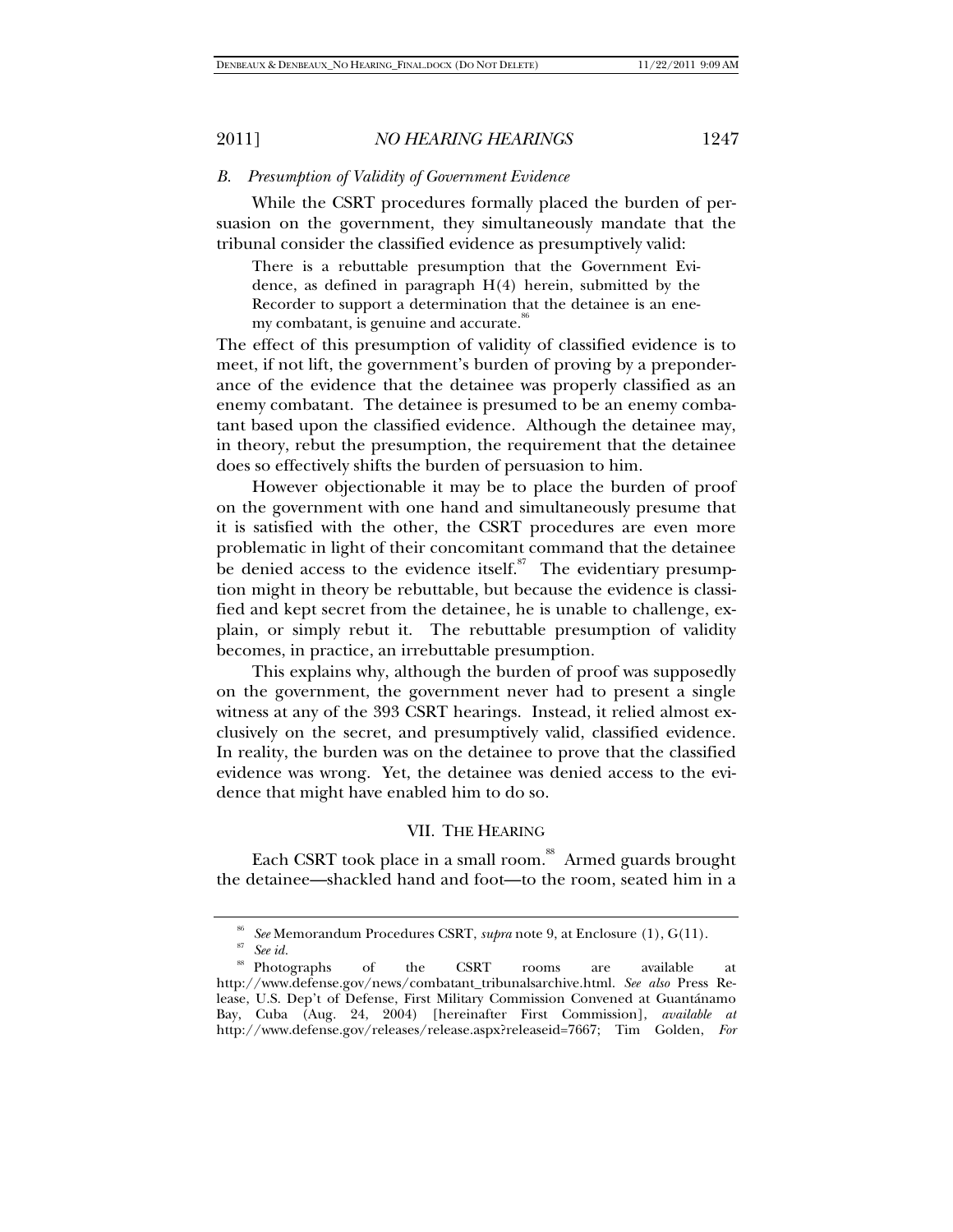### *B. Presumption of Validity of Government Evidence*

While the CSRT procedures formally placed the burden of persuasion on the government, they simultaneously mandate that the tribunal consider the classified evidence as presumptively valid:

> There is a rebuttable presumption that the Government Evidence, as defined in paragraph H(4) herein, submitted by the Recorder to support a determination that the detainee is an enemy combatant, is genuine and accurate.[86]

The effect of this presumption of validity of classified evidence is to meet, if not lift, the government's burden of proving by a preponderance of the evidence that the detainee was properly classified as an enemy combatant. The detainee is presumed to be an enemy combatant based upon the classified evidence. Although the detainee may, in theory, rebut the presumption, the requirement that the detainee does so effectively shifts the burden of persuasion to him.

However objectionable it may be to place the burden of proof on the government with one hand and simultaneously presume that it is satisfied with the other, the CSRT procedures are even more problematic in light of their concomitant command that the detainee be denied access to the evidence itself.[87] The evidentiary presumption might in theory be rebuttable, but because the evidence is classified and kept secret from the detainee, he is unable to challenge, explain, or simply rebut it. The rebuttable presumption of validity becomes, in practice, an irrebuttable presumption.

This explains why, although the burden of proof was supposedly on the government, the government never had to present a single witness at any of the 393 CSRT hearings. Instead, it relied almost exclusively on the secret, and presumptively valid, classified evidence. In reality, the burden was on the detainee to prove that the classified evidence was wrong. Yet, the detainee was denied access to the evidence that might have enabled him to do so.

## VII. The Hearing

Each CSRT took place in a small room.[88] Armed guards brought the detainee—shackled hand and foot—to the room, seated him in a

---

[86] *See* Memorandum Procedures CSRT, *supra* note 9, at Enclosure (1), G(11).

[87] *See id.*

[88] Photographs of the CSRT rooms are available at http://www.defense.gov/news/combatant_tribunalsarchive.html. *See also* Press Release, U.S. Dep't of Defense, First Military Commission Convened at Guantánamo Bay, Cuba (Aug. 24, 2004) [hereinafter First Commission], *available at* http://www.defense.gov/releases/release.aspx?releaseid=7667; Tim Golden, *For*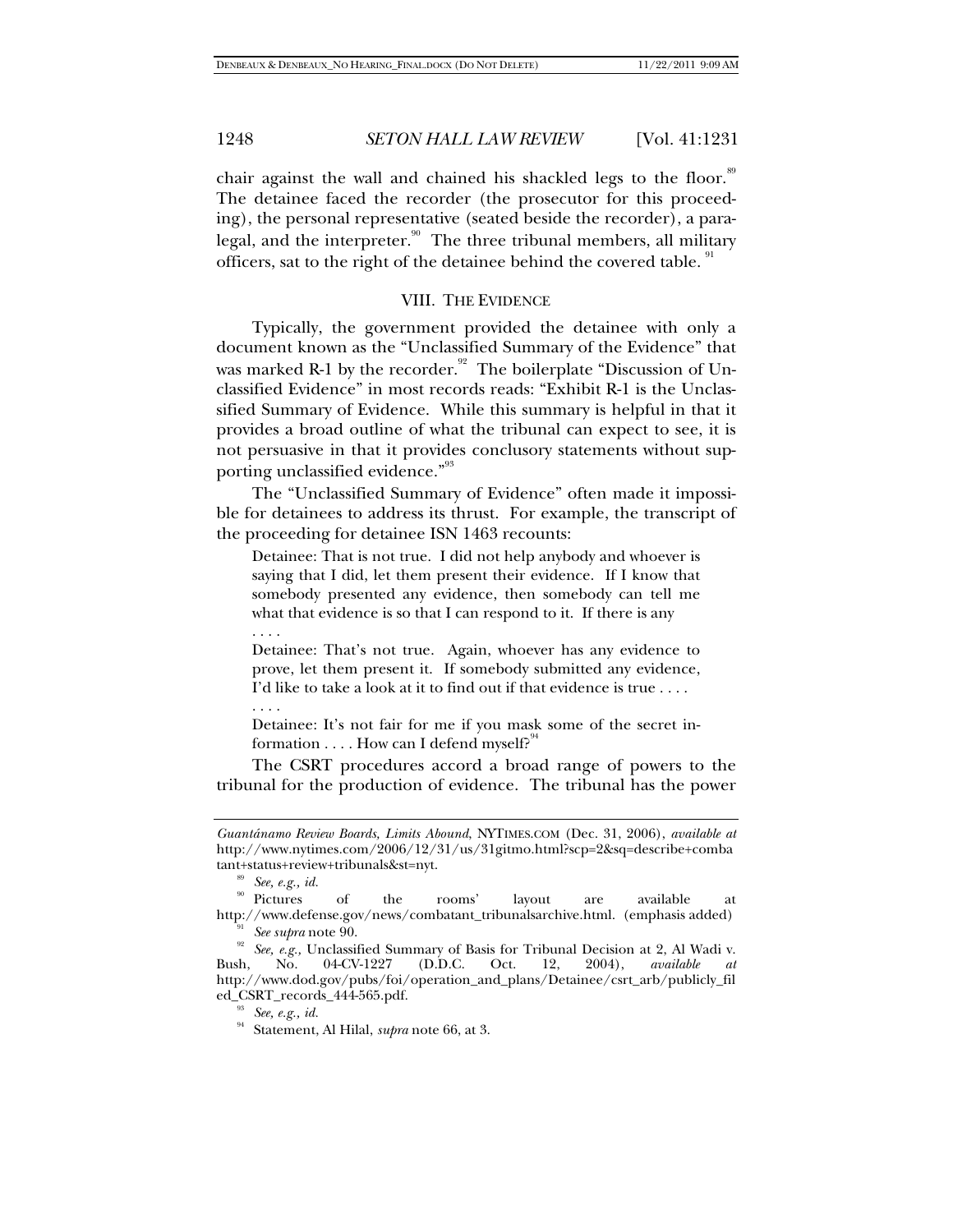chair against the wall and chained his shackled legs to the floor.[89] The detainee faced the recorder (the prosecutor for this proceeding), the personal representative (seated beside the recorder), a paralegal, and the interpreter.[90] The three tribunal members, all military officers, sat to the right of the detainee behind the covered table.[91]

## VIII. THE EVIDENCE

Typically, the government provided the detainee with only a document known as the "Unclassified Summary of the Evidence" that was marked R-1 by the recorder.[92] The boilerplate "Discussion of Unclassified Evidence" in most records reads: "Exhibit R-1 is the Unclassified Summary of Evidence. While this summary is helpful in that it provides a broad outline of what the tribunal can expect to see, it is not persuasive in that it provides conclusory statements without supporting unclassified evidence."[93]

The "Unclassified Summary of Evidence" often made it impossible for detainees to address its thrust. For example, the transcript of the proceeding for detainee ISN 1463 recounts:

> Detainee: That is not true. I did not help anybody and whoever is saying that I did, let them present their evidence. If I know that somebody presented any evidence, then somebody can tell me what that evidence is so that I can respond to it. If there is any
>
> . . . .
>
> Detainee: That's not true. Again, whoever has any evidence to prove, let them present it. If somebody submitted any evidence, I'd like to take a look at it to find out if that evidence is true . . . .
>
> . . . .
>
> Detainee: It's not fair for me if you mask some of the secret information . . . . How can I defend myself?[94]

The CSRT procedures accord a broad range of powers to the tribunal for the production of evidence. The tribunal has the power

---

*Guantánamo Review Boards, Limits Abound*, NYTIMES.COM (Dec. 31, 2006), *available at* http://www.nytimes.com/2006/12/31/us/31gitmo.html?scp=2&sq=describe+combatant+status+review+tribunals&st=nyt.

[89] *See, e.g.*, *id.*

[90] Pictures of the rooms' layout are available at http://www.defense.gov/news/combatant_tribunalsarchive.html. (emphasis added)

[91] *See supra* note 90.

[92] *See, e.g.*, Unclassified Summary of Basis for Tribunal Decision at 2, Al Wadi v. Bush, No. 04-CV-1227 (D.D.C. Oct. 12, 2004), *available at* http://www.dod.gov/pubs/foi/operation_and_plans/Detainee/csrt_arb/publicly_filed_CSRT_records_444-565.pdf.

[93] *See, e.g.*, *id.*

[94] Statement, Al Hilal, *supra* note 66, at 3.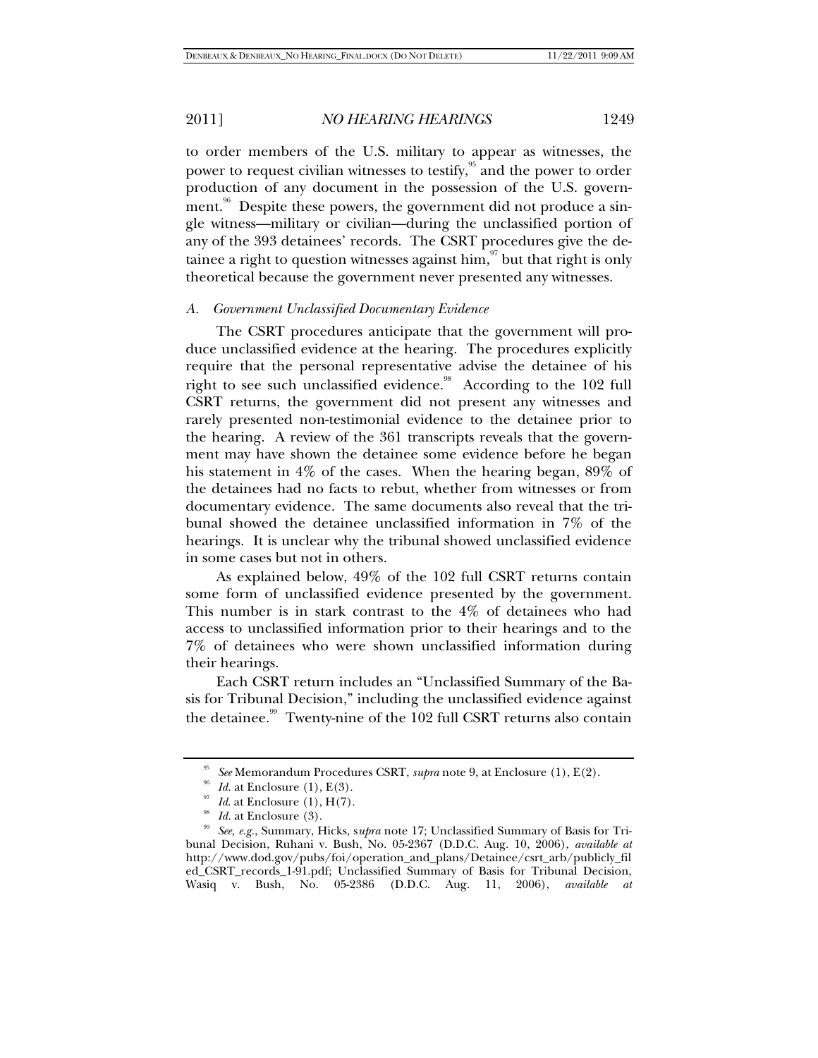to order members of the U.S. military to appear as witnesses, the power to request civilian witnesses to testify,[95] and the power to order production of any document in the possession of the U.S. government.[96] Despite these powers, the government did not produce a single witness—military or civilian—during the unclassified portion of any of the 393 detainees' records. The CSRT procedures give the detainee a right to question witnesses against him,[97] but that right is only theoretical because the government never presented any witnesses.

### *A. Government Unclassified Documentary Evidence*

The CSRT procedures anticipate that the government will produce unclassified evidence at the hearing. The procedures explicitly require that the personal representative advise the detainee of his right to see such unclassified evidence.[98] According to the 102 full CSRT returns, the government did not present any witnesses and rarely presented non-testimonial evidence to the detainee prior to the hearing. A review of the 361 transcripts reveals that the government may have shown the detainee some evidence before he began his statement in 4% of the cases. When the hearing began, 89% of the detainees had no facts to rebut, whether from witnesses or from documentary evidence. The same documents also reveal that the tribunal showed the detainee unclassified information in 7% of the hearings. It is unclear why the tribunal showed unclassified evidence in some cases but not in others.

As explained below, 49% of the 102 full CSRT returns contain some form of unclassified evidence presented by the government. This number is in stark contrast to the 4% of detainees who had access to unclassified information prior to their hearings and to the 7% of detainees who were shown unclassified information during their hearings.

Each CSRT return includes an "Unclassified Summary of the Basis for Tribunal Decision," including the unclassified evidence against the detainee.[99] Twenty-nine of the 102 full CSRT returns also contain

---

[95] *See* Memorandum Procedures CSRT, *supra* note 9, at Enclosure (1), E(2).

[96] *Id.* at Enclosure (1), E(3).

[97] *Id.* at Enclosure (1), H(7).

[98] *Id.* at Enclosure (3).

[99] *See, e.g.*, Summary, Hicks, *supra* note 17; Unclassified Summary of Basis for Tribunal Decision, Ruhani v. Bush, No. 05-2367 (D.D.C. Aug. 10, 2006), *available at* http://www.dod.gov/pubs/foi/operation_and_plans/Detainee/csrt_arb/publicly_filed_CSRT_records_1-91.pdf; Unclassified Summary of Basis for Tribunal Decision, Wasiq v. Bush, No. 05-2386 (D.D.C. Aug. 11, 2006), *available at*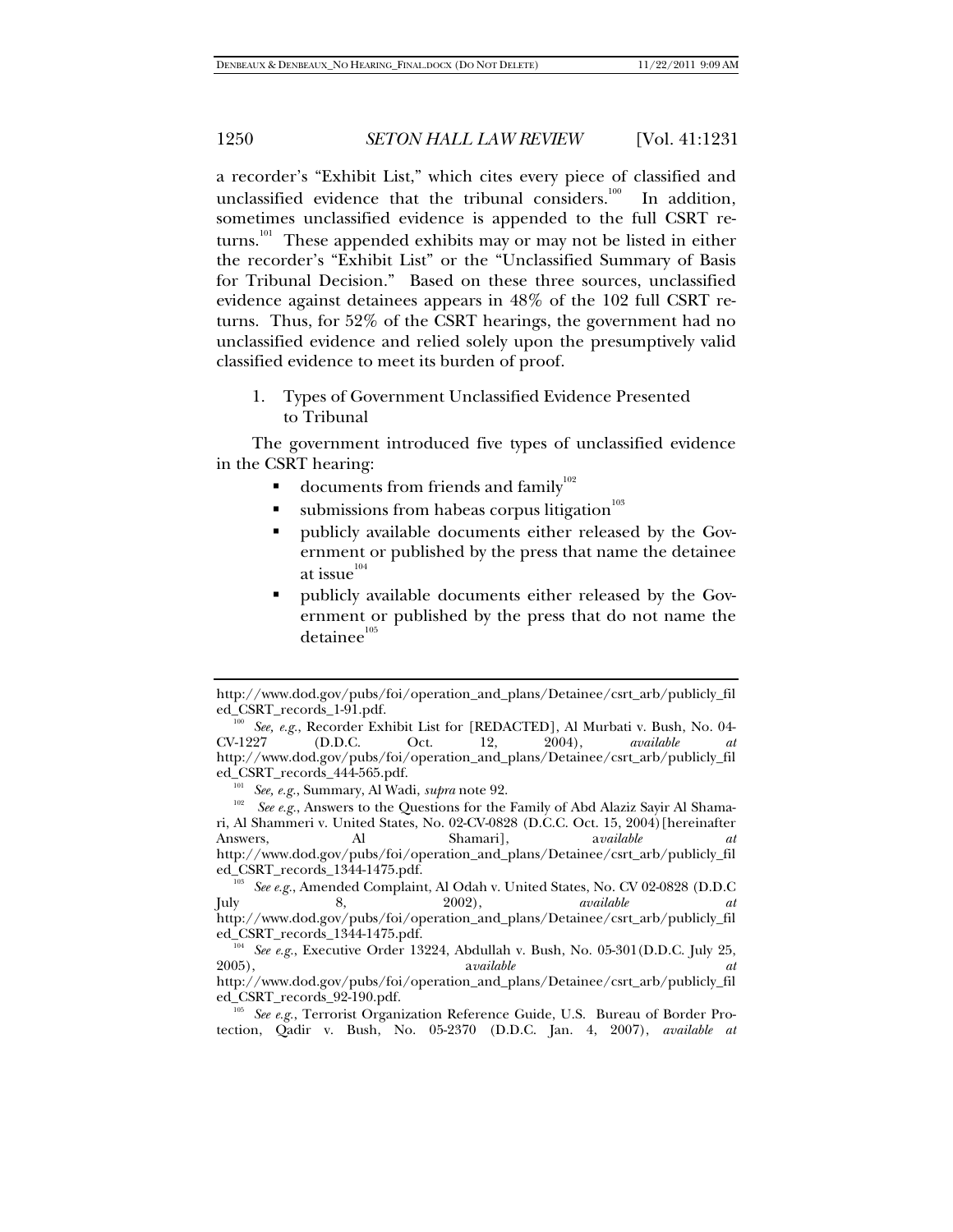a recorder's "Exhibit List," which cites every piece of classified and unclassified evidence that the tribunal considers.[100] In addition, sometimes unclassified evidence is appended to the full CSRT returns.[101] These appended exhibits may or may not be listed in either the recorder's "Exhibit List" or the "Unclassified Summary of Basis for Tribunal Decision." Based on these three sources, unclassified evidence against detainees appears in 48% of the 102 full CSRT returns. Thus, for 52% of the CSRT hearings, the government had no unclassified evidence and relied solely upon the presumptively valid classified evidence to meet its burden of proof.

1. Types of Government Unclassified Evidence Presented to Tribunal

The government introduced five types of unclassified evidence in the CSRT hearing:

- documents from friends and family[102]
- submissions from habeas corpus litigation[103]
- publicly available documents either released by the Government or published by the press that name the detainee at issue[104]
- publicly available documents either released by the Government or published by the press that do not name the detainee[105]

---

http://www.dod.gov/pubs/foi/operation_and_plans/Detainee/csrt_arb/publicly_filed_CSRT_records_1-91.pdf.

[100] *See, e.g.*, Recorder Exhibit List for [REDACTED], Al Murbati v. Bush, No. 04-CV-1227 (D.D.C. Oct. 12, 2004), *available at* http://www.dod.gov/pubs/foi/operation_and_plans/Detainee/csrt_arb/publicly_filed_CSRT_records_444-565.pdf.

[101] *See, e.g.*, Summary, Al Wadi, *supra* note 92.

[102] *See e.g.*, Answers to the Questions for the Family of Abd Alaziz Sayir Al Shamari, Al Shammeri v. United States, No. 02-CV-0828 (D.C.C. Oct. 15, 2004) [hereinafter Answers, Al Shamari], a*vailable at* http://www.dod.gov/pubs/foi/operation_and_plans/Detainee/csrt_arb/publicly_filed_CSRT_records_1344-1475.pdf.

[103] *See e.g.*, Amended Complaint, Al Odah v. United States, No. CV 02-0828 (D.D.C July 8, 2002), *available at* http://www.dod.gov/pubs/foi/operation_and_plans/Detainee/csrt_arb/publicly_filed_CSRT_records_1344-1475.pdf.

[104] *See e.g.*, Executive Order 13224, Abdullah v. Bush, No. 05-301(D.D.C. July 25, 2005), a*vailable at* http://www.dod.gov/pubs/foi/operation_and_plans/Detainee/csrt_arb/publicly_filed_CSRT_records_92-190.pdf.

[105] *See e.g.*, Terrorist Organization Reference Guide, U.S. Bureau of Border Protection, Qadir v. Bush, No. 05-2370 (D.D.C. Jan. 4, 2007), *available at*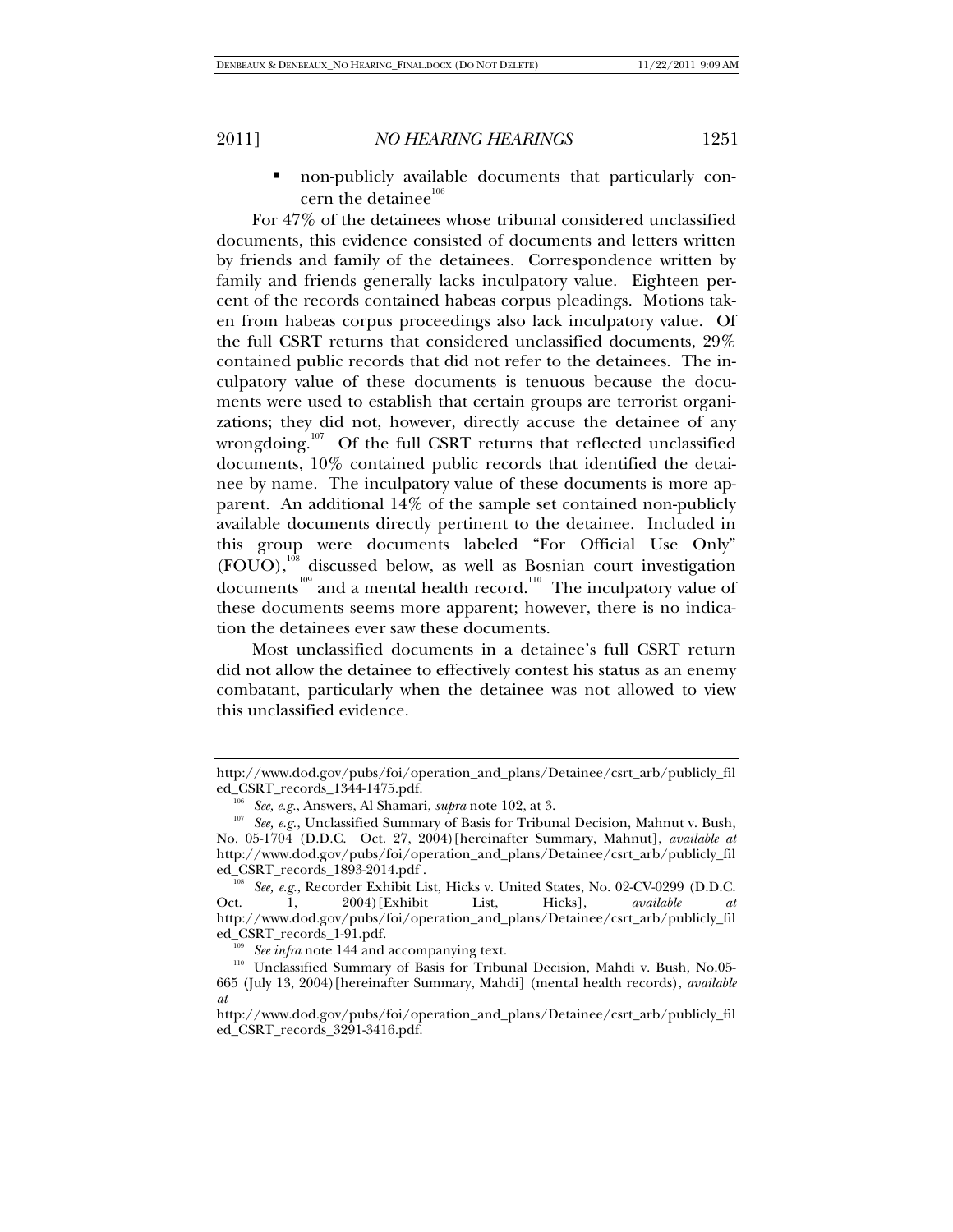- non-publicly available documents that particularly concern the detainee[106]

For 47% of the detainees whose tribunal considered unclassified documents, this evidence consisted of documents and letters written by friends and family of the detainees. Correspondence written by family and friends generally lacks inculpatory value. Eighteen percent of the records contained habeas corpus pleadings. Motions taken from habeas corpus proceedings also lack inculpatory value. Of the full CSRT returns that considered unclassified documents, 29% contained public records that did not refer to the detainees. The inculpatory value of these documents is tenuous because the documents were used to establish that certain groups are terrorist organizations; they did not, however, directly accuse the detainee of any wrongdoing.[107] Of the full CSRT returns that reflected unclassified documents, 10% contained public records that identified the detainee by name. The inculpatory value of these documents is more apparent. An additional 14% of the sample set contained non-publicly available documents directly pertinent to the detainee. Included in this group were documents labeled "For Official Use Only" (FOUO),[108] discussed below, as well as Bosnian court investigation documents[109] and a mental health record.[110] The inculpatory value of these documents seems more apparent; however, there is no indication the detainees ever saw these documents.

Most unclassified documents in a detainee's full CSRT return did not allow the detainee to effectively contest his status as an enemy combatant, particularly when the detainee was not allowed to view this unclassified evidence.

---

http://www.dod.gov/pubs/foi/operation_and_plans/Detainee/csrt_arb/publicly_filed_CSRT_records_1344-1475.pdf.

[106] *See, e.g.*, Answers, Al Shamari, *supra* note 102, at 3.

[107] *See, e.g.*, Unclassified Summary of Basis for Tribunal Decision, Mahnut v. Bush, No. 05-1704 (D.D.C. Oct. 27, 2004)[hereinafter Summary, Mahnut], *available at* http://www.dod.gov/pubs/foi/operation_and_plans/Detainee/csrt_arb/publicly_filed_CSRT_records_1893-2014.pdf .

[108] *See, e.g.*, Recorder Exhibit List, Hicks v. United States, No. 02-CV-0299 (D.D.C. Oct. 1, 2004)[Exhibit List, Hicks], *available at* http://www.dod.gov/pubs/foi/operation_and_plans/Detainee/csrt_arb/publicly_filed_CSRT_records_1-91.pdf.

[109] *See infra* note 144 and accompanying text.

[110] Unclassified Summary of Basis for Tribunal Decision, Mahdi v. Bush, No.05-665 (July 13, 2004)[hereinafter Summary, Mahdi] (mental health records), *available at* http://www.dod.gov/pubs/foi/operation_and_plans/Detainee/csrt_arb/publicly_filed_CSRT_records_3291-3416.pdf.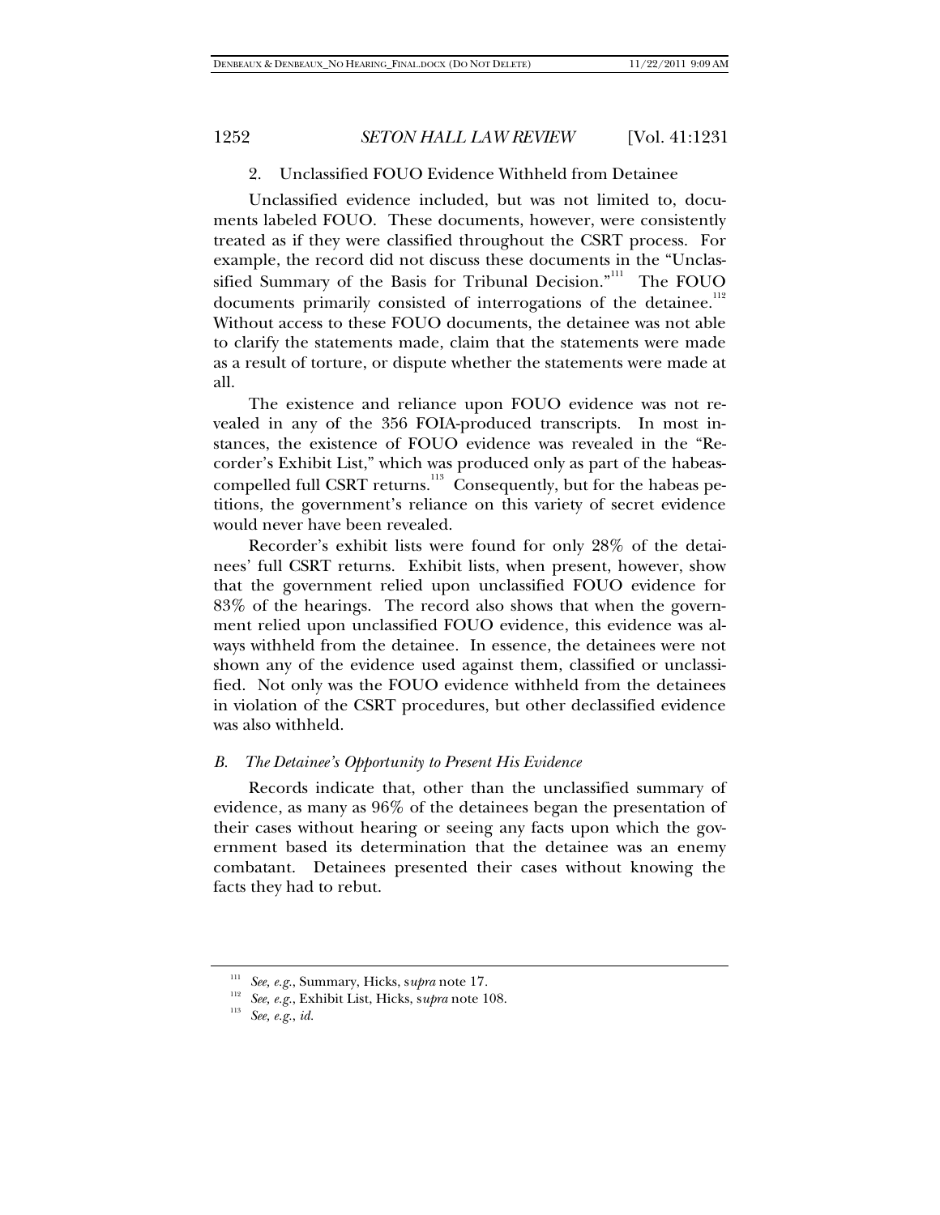### 2. Unclassified FOUO Evidence Withheld from Detainee

Unclassified evidence included, but was not limited to, documents labeled FOUO. These documents, however, were consistently treated as if they were classified throughout the CSRT process. For example, the record did not discuss these documents in the "Unclassified Summary of the Basis for Tribunal Decision."[111] The FOUO documents primarily consisted of interrogations of the detainee.[112] Without access to these FOUO documents, the detainee was not able to clarify the statements made, claim that the statements were made as a result of torture, or dispute whether the statements were made at all.

The existence and reliance upon FOUO evidence was not revealed in any of the 356 FOIA-produced transcripts. In most instances, the existence of FOUO evidence was revealed in the "Recorder's Exhibit List," which was produced only as part of the habeas-compelled full CSRT returns.[113] Consequently, but for the habeas petitions, the government's reliance on this variety of secret evidence would never have been revealed.

Recorder's exhibit lists were found for only 28% of the detainees' full CSRT returns. Exhibit lists, when present, however, show that the government relied upon unclassified FOUO evidence for 83% of the hearings. The record also shows that when the government relied upon unclassified FOUO evidence, this evidence was always withheld from the detainee. In essence, the detainees were not shown any of the evidence used against them, classified or unclassified. Not only was the FOUO evidence withheld from the detainees in violation of the CSRT procedures, but other declassified evidence was also withheld.

## *B. The Detainee's Opportunity to Present His Evidence*

Records indicate that, other than the unclassified summary of evidence, as many as 96% of the detainees began the presentation of their cases without hearing or seeing any facts upon which the government based its determination that the detainee was an enemy combatant. Detainees presented their cases without knowing the facts they had to rebut.

---

[111] *See, e.g.*, Summary, Hicks, *supra* note 17.

[112] *See, e.g.*, Exhibit List, Hicks, *supra* note 108.

[113] *See, e.g.*, *id.*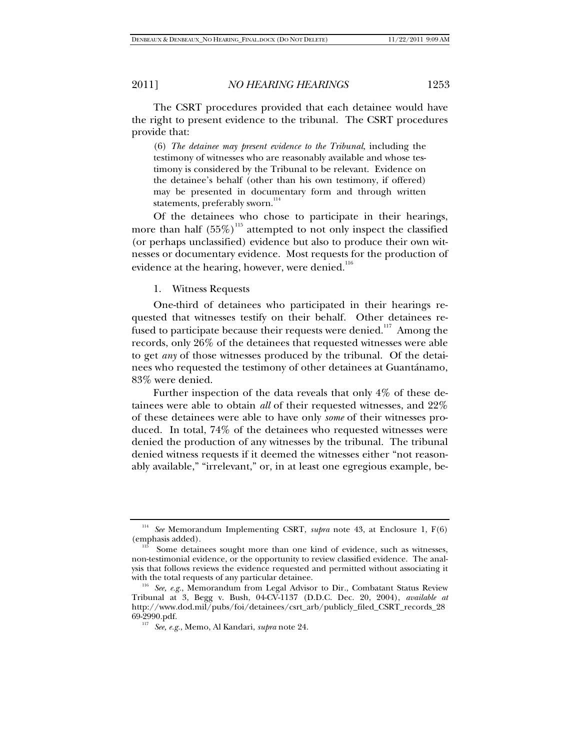The CSRT procedures provided that each detainee would have the right to present evidence to the tribunal. The CSRT procedures provide that:

> (6) *The detainee may present evidence to the Tribunal*, including the testimony of witnesses who are reasonably available and whose testimony is considered by the Tribunal to be relevant. Evidence on the detainee's behalf (other than his own testimony, if offered) may be presented in documentary form and through written statements, preferably sworn.[114]

Of the detainees who chose to participate in their hearings, more than half (55%)[115] attempted to not only inspect the classified (or perhaps unclassified) evidence but also to produce their own witnesses or documentary evidence. Most requests for the production of evidence at the hearing, however, were denied.[116]

1. Witness Requests

One-third of detainees who participated in their hearings requested that witnesses testify on their behalf. Other detainees refused to participate because their requests were denied.[117] Among the records, only 26% of the detainees that requested witnesses were able to get *any* of those witnesses produced by the tribunal. Of the detainees who requested the testimony of other detainees at Guantánamo, 83% were denied.

Further inspection of the data reveals that only 4% of these detainees were able to obtain *all* of their requested witnesses, and 22% of these detainees were able to have only *some* of their witnesses produced. In total, 74% of the detainees who requested witnesses were denied the production of any witnesses by the tribunal. The tribunal denied witness requests if it deemed the witnesses either "not reasonably available," "irrelevant," or, in at least one egregious example, be-

---

[114] *See* Memorandum Implementing CSRT, *supra* note 43, at Enclosure 1, F(6) (emphasis added).

[115] Some detainees sought more than one kind of evidence, such as witnesses, non-testimonial evidence, or the opportunity to review classified evidence. The analysis that follows reviews the evidence requested and permitted without associating it with the total requests of any particular detainee.

[116] *See, e.g.*, Memorandum from Legal Advisor to Dir., Combatant Status Review Tribunal at 3, Begg v. Bush, 04-CV-1137 (D.D.C. Dec. 20, 2004), *available at* http://www.dod.mil/pubs/foi/detainees/csrt_arb/publicly_filed_CSRT_records_2869-2990.pdf.

[117] *See, e.g.*, Memo, Al Kandari, *supra* note 24.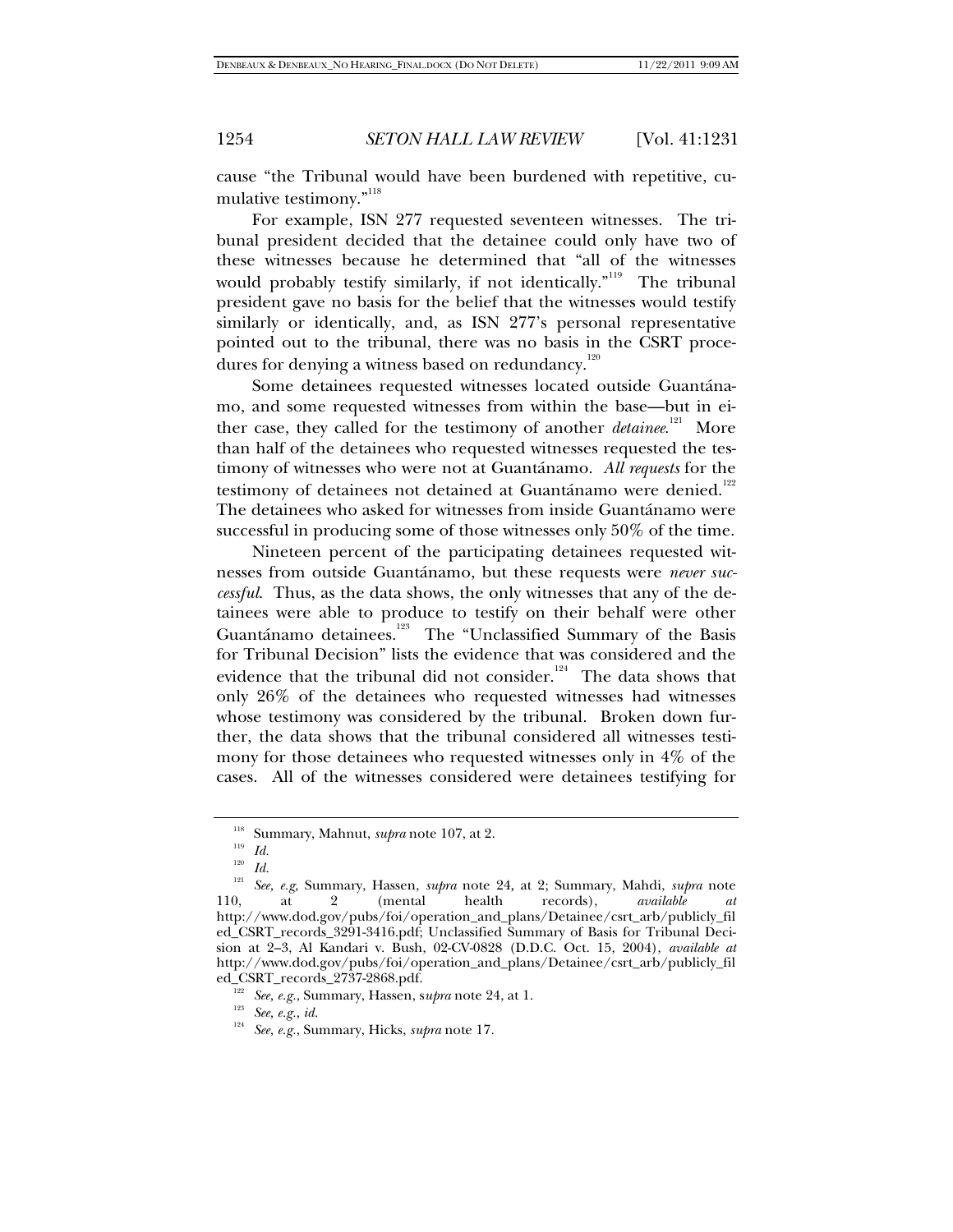cause "the Tribunal would have been burdened with repetitive, cumulative testimony."[118]

For example, ISN 277 requested seventeen witnesses. The tribunal president decided that the detainee could only have two of these witnesses because he determined that "all of the witnesses would probably testify similarly, if not identically."[119] The tribunal president gave no basis for the belief that the witnesses would testify similarly or identically, and, as ISN 277's personal representative pointed out to the tribunal, there was no basis in the CSRT procedures for denying a witness based on redundancy.[120]

Some detainees requested witnesses located outside Guantánamo, and some requested witnesses from within the base—but in either case, they called for the testimony of another *detainee*.[121] More than half of the detainees who requested witnesses requested the testimony of witnesses who were not at Guantánamo. *All requests* for the testimony of detainees not detained at Guantánamo were denied.[122] The detainees who asked for witnesses from inside Guantánamo were successful in producing some of those witnesses only 50% of the time.

Nineteen percent of the participating detainees requested witnesses from outside Guantánamo, but these requests were *never successful*. Thus, as the data shows, the only witnesses that any of the detainees were able to produce to testify on their behalf were other Guantánamo detainees.[123] The "Unclassified Summary of the Basis for Tribunal Decision" lists the evidence that was considered and the evidence that the tribunal did not consider.[124] The data shows that only 26% of the detainees who requested witnesses had witnesses whose testimony was considered by the tribunal. Broken down further, the data shows that the tribunal considered all witnesses testimony for those detainees who requested witnesses only in 4% of the cases. All of the witnesses considered were detainees testifying for

---

[118] Summary, Mahnut, *supra* note 107, at 2.

[119] *Id.*

[120] *Id.*

[121] *See, e.g,* Summary, Hassen, *supra* note 24, at 2; Summary, Mahdi, *supra* note 110, at 2 (mental health records), *available at* http://www.dod.gov/pubs/foi/operation_and_plans/Detainee/csrt_arb/publicly_filed_CSRT_records_3291-3416.pdf; Unclassified Summary of Basis for Tribunal Decision at 2–3, Al Kandari v. Bush, 02-CV-0828 (D.D.C. Oct. 15, 2004), *available at* http://www.dod.gov/pubs/foi/operation_and_plans/Detainee/csrt_arb/publicly_filed_CSRT_records_2737-2868.pdf.

[122] *See, e.g.*, Summary, Hassen, *supra* note 24, at 1.

[123] *See, e.g.*, *id.*

[124] *See, e.g.*, Summary, Hicks, *supra* note 17.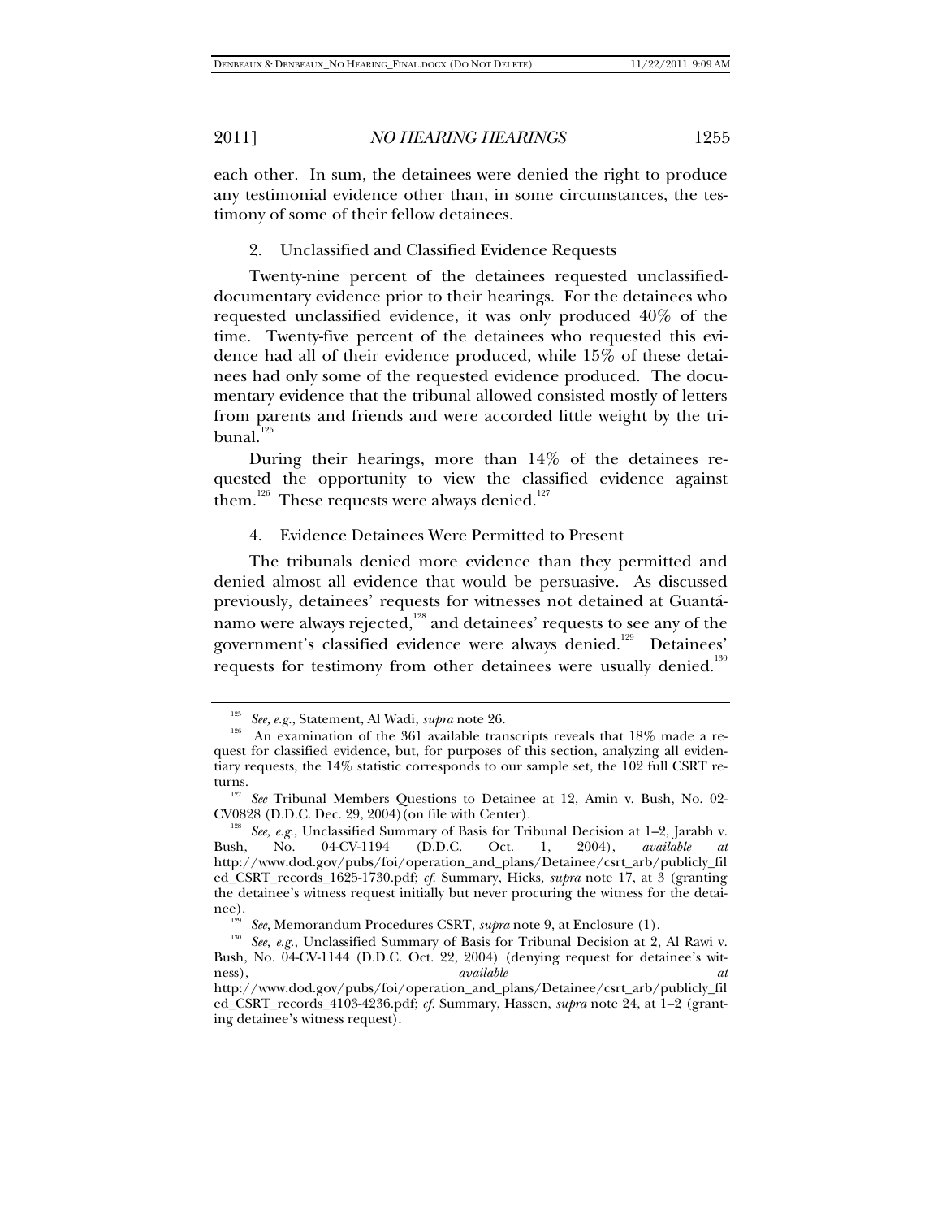each other. In sum, the detainees were denied the right to produce any testimonial evidence other than, in some circumstances, the testimony of some of their fellow detainees.

2. Unclassified and Classified Evidence Requests

Twenty-nine percent of the detainees requested unclassified-documentary evidence prior to their hearings. For the detainees who requested unclassified evidence, it was only produced 40% of the time. Twenty-five percent of the detainees who requested this evidence had all of their evidence produced, while 15% of these detainees had only some of the requested evidence produced. The documentary evidence that the tribunal allowed consisted mostly of letters from parents and friends and were accorded little weight by the tribunal.[125]

During their hearings, more than 14% of the detainees requested the opportunity to view the classified evidence against them.[126] These requests were always denied.[127]

4. Evidence Detainees Were Permitted to Present

The tribunals denied more evidence than they permitted and denied almost all evidence that would be persuasive. As discussed previously, detainees' requests for witnesses not detained at Guantánamo were always rejected,[128] and detainees' requests to see any of the government's classified evidence were always denied.[129] Detainees' requests for testimony from other detainees were usually denied.[130]

---

[125] *See, e.g.*, Statement, Al Wadi, *supra* note 26.

[126] An examination of the 361 available transcripts reveals that 18% made a request for classified evidence, but, for purposes of this section, analyzing all evidentiary requests, the 14% statistic corresponds to our sample set, the 102 full CSRT returns.

[127] *See* Tribunal Members Questions to Detainee at 12, Amin v. Bush, No. 02-CV0828 (D.D.C. Dec. 29, 2004) (on file with Center).

[128] *See, e.g.*, Unclassified Summary of Basis for Tribunal Decision at 1–2, Jarabh v. Bush, No. 04-CV-1194 (D.D.C. Oct. 1, 2004), *available at* http://www.dod.gov/pubs/foi/operation_and_plans/Detainee/csrt_arb/publicly_filed_CSRT_records_1625-1730.pdf; *cf.* Summary, Hicks, *supra* note 17, at 3 (granting the detainee's witness request initially but never procuring the witness for the detainee).

[129] *See*, Memorandum Procedures CSRT, *supra* note 9, at Enclosure (1).

[130] *See, e.g.*, Unclassified Summary of Basis for Tribunal Decision at 2, Al Rawi v. Bush, No. 04-CV-1144 (D.D.C. Oct. 22, 2004) (denying request for detainee's witness), *available at* http://www.dod.gov/pubs/foi/operation_and_plans/Detainee/csrt_arb/publicly_filed_CSRT_records_4103-4236.pdf; *cf.* Summary, Hassen, *supra* note 24, at 1–2 (granting detainee's witness request).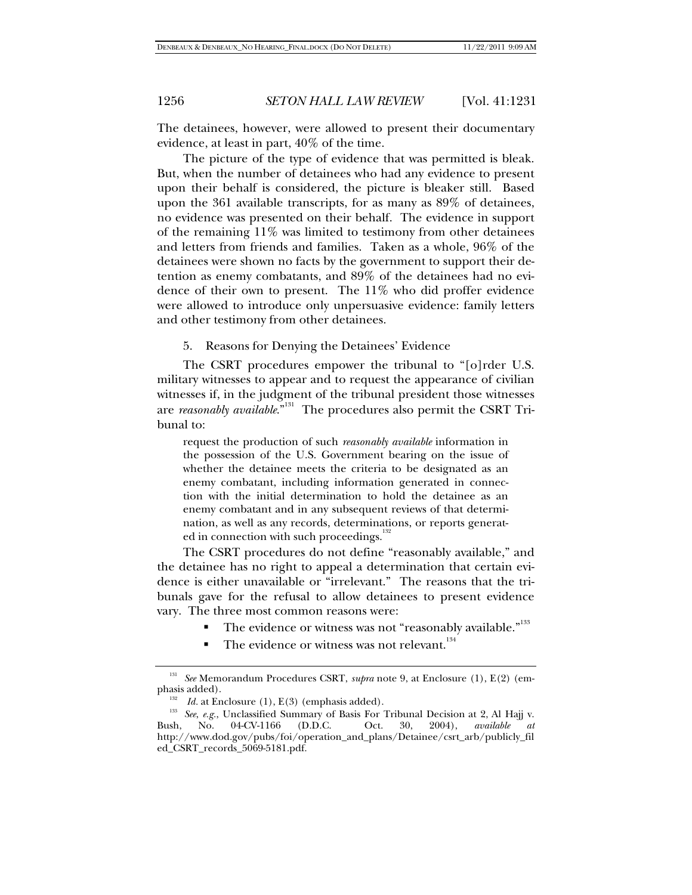The detainees, however, were allowed to present their documentary evidence, at least in part, 40% of the time.

The picture of the type of evidence that was permitted is bleak. But, when the number of detainees who had any evidence to present upon their behalf is considered, the picture is bleaker still. Based upon the 361 available transcripts, for as many as 89% of detainees, no evidence was presented on their behalf. The evidence in support of the remaining 11% was limited to testimony from other detainees and letters from friends and families. Taken as a whole, 96% of the detainees were shown no facts by the government to support their detention as enemy combatants, and 89% of the detainees had no evidence of their own to present. The 11% who did proffer evidence were allowed to introduce only unpersuasive evidence: family letters and other testimony from other detainees.

5. Reasons for Denying the Detainees' Evidence

The CSRT procedures empower the tribunal to "[o]rder U.S. military witnesses to appear and to request the appearance of civilian witnesses if, in the judgment of the tribunal president those witnesses are *reasonably available*."[131] The procedures also permit the CSRT Tribunal to:

> request the production of such *reasonably available* information in the possession of the U.S. Government bearing on the issue of whether the detainee meets the criteria to be designated as an enemy combatant, including information generated in connection with the initial determination to hold the detainee as an enemy combatant and in any subsequent reviews of that determination, as well as any records, determinations, or reports generated in connection with such proceedings.[132]

The CSRT procedures do not define "reasonably available," and the detainee has no right to appeal a determination that certain evidence is either unavailable or "irrelevant." The reasons that the tribunals gave for the refusal to allow detainees to present evidence vary. The three most common reasons were:

- The evidence or witness was not "reasonably available."[133]
- The evidence or witness was not relevant.[134]

---

[131] *See* Memorandum Procedures CSRT, *supra* note 9, at Enclosure (1), E(2) (emphasis added).

[132] *Id.* at Enclosure (1), E(3) (emphasis added).

[133] *See, e.g.*, Unclassified Summary of Basis For Tribunal Decision at 2, Al Hajj v. Bush, No. 04-CV-1166 (D.D.C. Oct. 30, 2004), *available at* http://www.dod.gov/pubs/foi/operation_and_plans/Detainee/csrt_arb/publicly_filed_CSRT_records_5069-5181.pdf.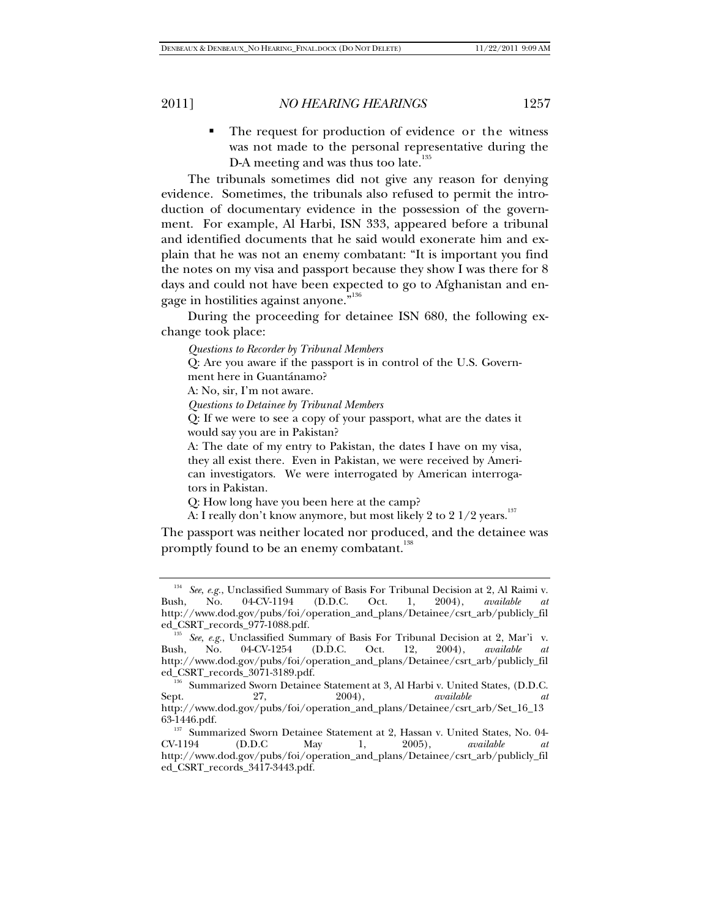- The request for production of evidence or the witness was not made to the personal representative during the D-A meeting and was thus too late.[135]

The tribunals sometimes did not give any reason for denying evidence. Sometimes, the tribunals also refused to permit the introduction of documentary evidence in the possession of the government. For example, Al Harbi, ISN 333, appeared before a tribunal and identified documents that he said would exonerate him and explain that he was not an enemy combatant: "It is important you find the notes on my visa and passport because they show I was there for 8 days and could not have been expected to go to Afghanistan and engage in hostilities against anyone."[136]

During the proceeding for detainee ISN 680, the following exchange took place:

> *Questions to Recorder by Tribunal Members*
>
> Q: Are you aware if the passport is in control of the U.S. Government here in Guantánamo?
>
> A: No, sir, I'm not aware.
>
> *Questions to Detainee by Tribunal Members*
>
> Q: If we were to see a copy of your passport, what are the dates it would say you are in Pakistan?
>
> A: The date of my entry to Pakistan, the dates I have on my visa, they all exist there. Even in Pakistan, we were received by American investigators. We were interrogated by American interrogators in Pakistan.
>
> Q: How long have you been here at the camp?
>
> A: I really don't know anymore, but most likely 2 to 2 1/2 years.[137]

The passport was neither located nor produced, and the detainee was promptly found to be an enemy combatant.[138]

---

[134] *See, e.g.*, Unclassified Summary of Basis For Tribunal Decision at 2, Al Raimi v. Bush, No. 04-CV-1194 (D.D.C. Oct. 1, 2004), *available at* http://www.dod.gov/pubs/foi/operation_and_plans/Detainee/csrt_arb/publicly_filed_CSRT_records_977-1088.pdf.

[135] *See, e.g.*, Unclassified Summary of Basis For Tribunal Decision at 2, Mar'i v. Bush, No. 04-CV-1254 (D.D.C. Oct. 12, 2004), *available at* http://www.dod.gov/pubs/foi/operation_and_plans/Detainee/csrt_arb/publicly_filed_CSRT_records_3071-3189.pdf.

[136] Summarized Sworn Detainee Statement at 3, Al Harbi v. United States, (D.D.C. Sept. 27, 2004), *available at* http://www.dod.gov/pubs/foi/operation_and_plans/Detainee/csrt_arb/Set_16_1363-1446.pdf.

[137] Summarized Sworn Detainee Statement at 2, Hassan v. United States, No. 04-CV-1194 (D.D.C May 1, 2005), *available at* http://www.dod.gov/pubs/foi/operation_and_plans/Detainee/csrt_arb/publicly_filed_CSRT_records_3417-3443.pdf.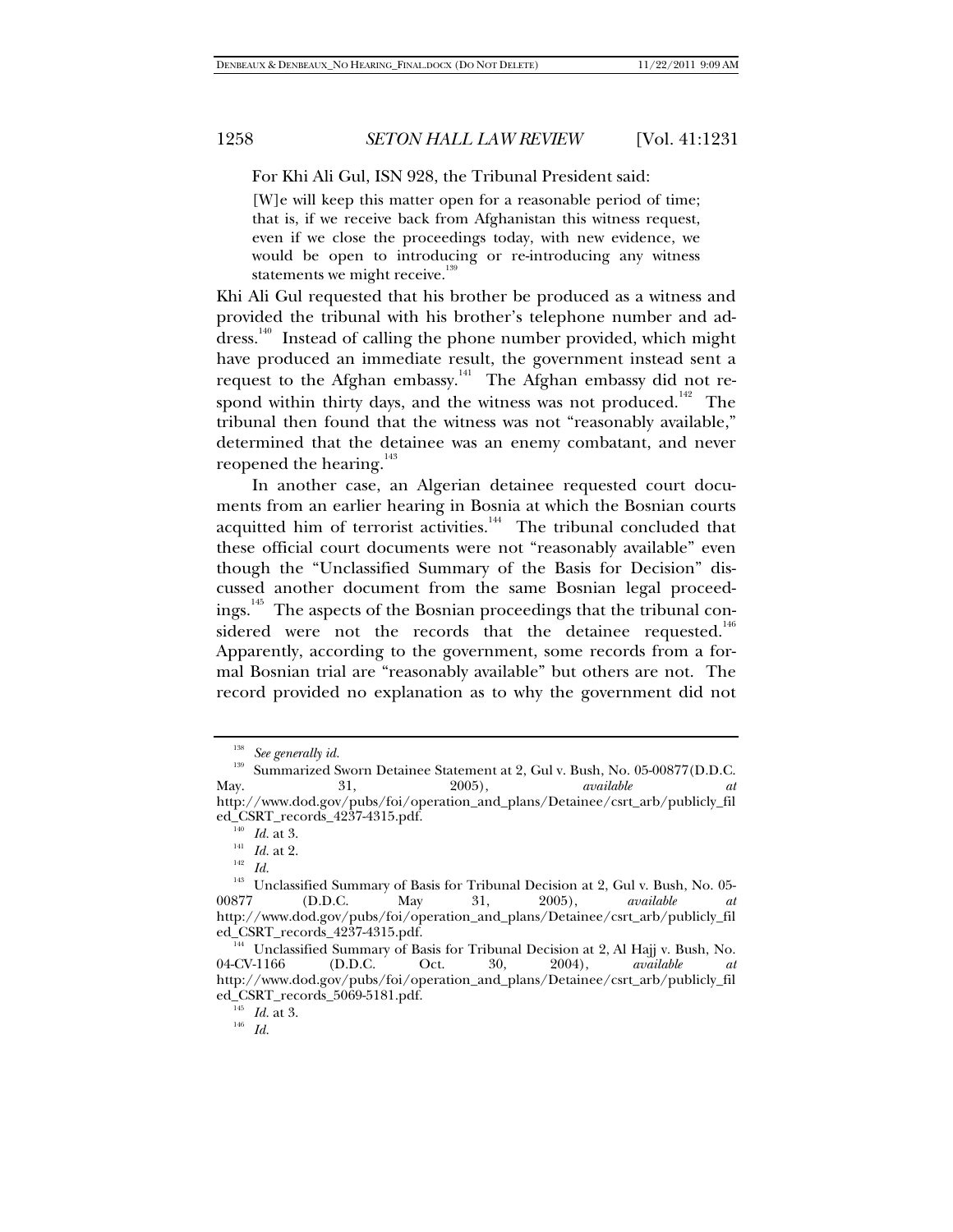For Khi Ali Gul, ISN 928, the Tribunal President said:

> [W]e will keep this matter open for a reasonable period of time; that is, if we receive back from Afghanistan this witness request, even if we close the proceedings today, with new evidence, we would be open to introducing or re-introducing any witness statements we might receive.[139]

Khi Ali Gul requested that his brother be produced as a witness and provided the tribunal with his brother's telephone number and address.[140] Instead of calling the phone number provided, which might have produced an immediate result, the government instead sent a request to the Afghan embassy.[141] The Afghan embassy did not respond within thirty days, and the witness was not produced.[142] The tribunal then found that the witness was not "reasonably available," determined that the detainee was an enemy combatant, and never reopened the hearing.[143]

In another case, an Algerian detainee requested court documents from an earlier hearing in Bosnia at which the Bosnian courts acquitted him of terrorist activities.[144] The tribunal concluded that these official court documents were not "reasonably available" even though the "Unclassified Summary of the Basis for Decision" discussed another document from the same Bosnian legal proceedings.[145] The aspects of the Bosnian proceedings that the tribunal considered were not the records that the detainee requested.[146] Apparently, according to the government, some records from a formal Bosnian trial are "reasonably available" but others are not. The record provided no explanation as to why the government did not

---

[138] *See generally id.*

[139] Summarized Sworn Detainee Statement at 2, Gul v. Bush, No. 05-00877(D.D.C. May. 31, 2005), *available at* http://www.dod.gov/pubs/foi/operation_and_plans/Detainee/csrt_arb/publicly_filed_CSRT_records_4237-4315.pdf.

[140] *Id.* at 3.

[141] *Id.* at 2.

[142] *Id.*

[143] Unclassified Summary of Basis for Tribunal Decision at 2, Gul v. Bush, No. 05-00877 (D.D.C. May 31, 2005), *available at* http://www.dod.gov/pubs/foi/operation_and_plans/Detainee/csrt_arb/publicly_filed_CSRT_records_4237-4315.pdf.

[144] Unclassified Summary of Basis for Tribunal Decision at 2, Al Hajj v. Bush, No. 04-CV-1166 (D.D.C. Oct. 30, 2004), *available at* http://www.dod.gov/pubs/foi/operation_and_plans/Detainee/csrt_arb/publicly_filed_CSRT_records_5069-5181.pdf.

[145] *Id.* at 3.

[146] *Id.*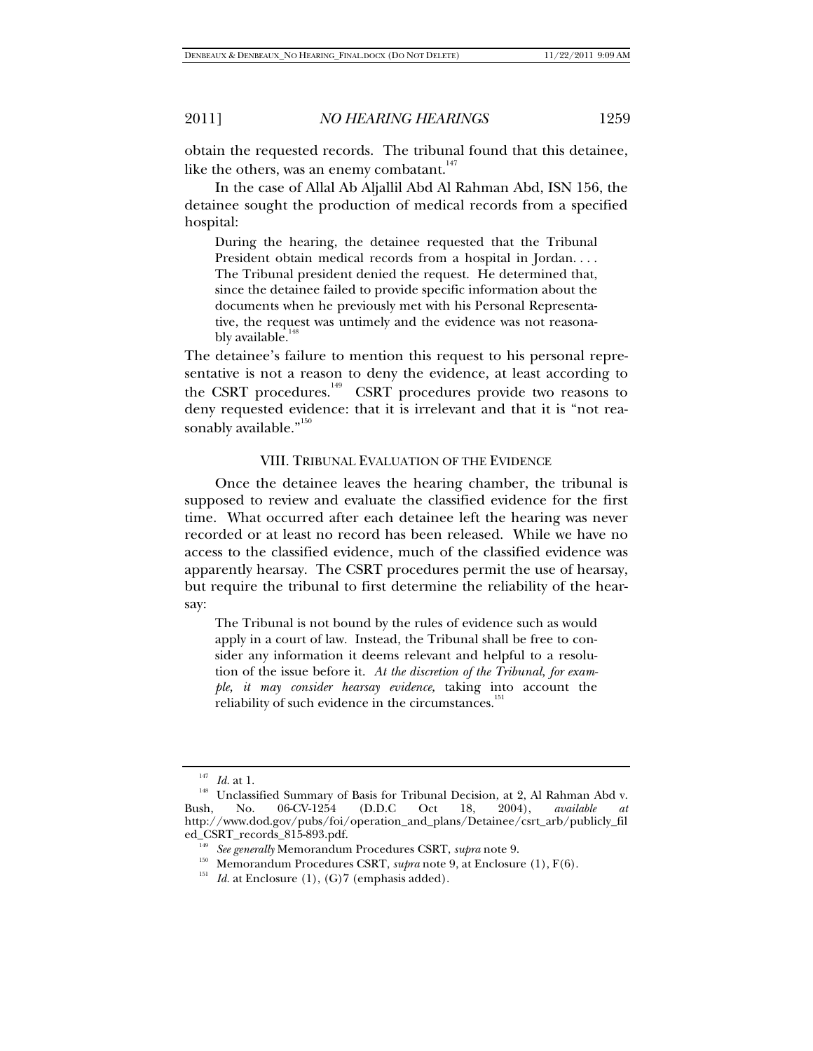obtain the requested records. The tribunal found that this detainee, like the others, was an enemy combatant.[147]

In the case of Allal Ab Aljallil Abd Al Rahman Abd, ISN 156, the detainee sought the production of medical records from a specified hospital:

> During the hearing, the detainee requested that the Tribunal President obtain medical records from a hospital in Jordan. . . . The Tribunal president denied the request. He determined that, since the detainee failed to provide specific information about the documents when he previously met with his Personal Representative, the request was untimely and the evidence was not reasonably available.[148]

The detainee's failure to mention this request to his personal representative is not a reason to deny the evidence, at least according to the CSRT procedures.[149] CSRT procedures provide two reasons to deny requested evidence: that it is irrelevant and that it is "not reasonably available."[150]

## VIII. TRIBUNAL EVALUATION OF THE EVIDENCE

Once the detainee leaves the hearing chamber, the tribunal is supposed to review and evaluate the classified evidence for the first time. What occurred after each detainee left the hearing was never recorded or at least no record has been released. While we have no access to the classified evidence, much of the classified evidence was apparently hearsay. The CSRT procedures permit the use of hearsay, but require the tribunal to first determine the reliability of the hearsay:

> The Tribunal is not bound by the rules of evidence such as would apply in a court of law. Instead, the Tribunal shall be free to consider any information it deems relevant and helpful to a resolution of the issue before it. *At the discretion of the Tribunal, for example, it may consider hearsay evidence,* taking into account the reliability of such evidence in the circumstances.[151]

---

[147] *Id.* at 1.

[148] Unclassified Summary of Basis for Tribunal Decision, at 2, Al Rahman Abd v. Bush, No. 06-CV-1254 (D.D.C Oct 18, 2004), *available at* http://www.dod.gov/pubs/foi/operation_and_plans/Detainee/csrt_arb/publicly_filed_CSRT_records_815-893.pdf.

[149] *See generally* Memorandum Procedures CSRT, *supra* note 9.

[150] Memorandum Procedures CSRT, *supra* note 9, at Enclosure (1), F(6).

[151] *Id.* at Enclosure (1), (G)7 (emphasis added).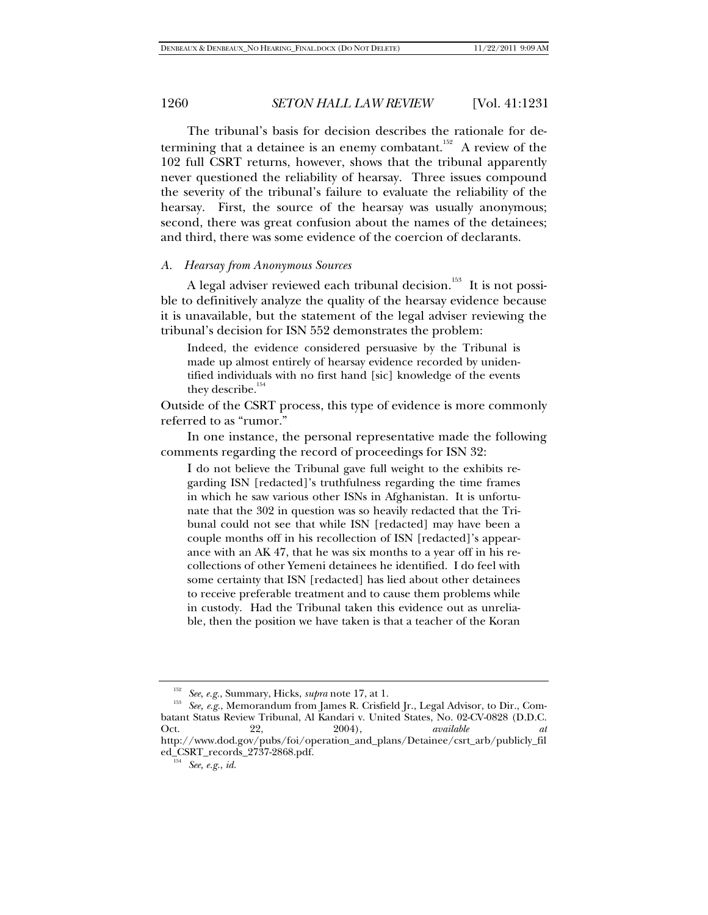The tribunal's basis for decision describes the rationale for determining that a detainee is an enemy combatant.[152] A review of the 102 full CSRT returns, however, shows that the tribunal apparently never questioned the reliability of hearsay. Three issues compound the severity of the tribunal's failure to evaluate the reliability of the hearsay. First, the source of the hearsay was usually anonymous; second, there was great confusion about the names of the detainees; and third, there was some evidence of the coercion of declarants.

### *A. Hearsay from Anonymous Sources*

A legal adviser reviewed each tribunal decision.[153] It is not possible to definitively analyze the quality of the hearsay evidence because it is unavailable, but the statement of the legal adviser reviewing the tribunal's decision for ISN 552 demonstrates the problem:

> Indeed, the evidence considered persuasive by the Tribunal is made up almost entirely of hearsay evidence recorded by unidentified individuals with no first hand [sic] knowledge of the events they describe.[154]

Outside of the CSRT process, this type of evidence is more commonly referred to as "rumor."

In one instance, the personal representative made the following comments regarding the record of proceedings for ISN 32:

> I do not believe the Tribunal gave full weight to the exhibits regarding ISN [redacted]'s truthfulness regarding the time frames in which he saw various other ISNs in Afghanistan. It is unfortunate that the 302 in question was so heavily redacted that the Tribunal could not see that while ISN [redacted] may have been a couple months off in his recollection of ISN [redacted]'s appearance with an AK 47, that he was six months to a year off in his recollections of other Yemeni detainees he identified. I do feel with some certainty that ISN [redacted] has lied about other detainees to receive preferable treatment and to cause them problems while in custody. Had the Tribunal taken this evidence out as unreliable, then the position we have taken is that a teacher of the Koran

---

[152] *See, e.g.*, Summary, Hicks, *supra* note 17, at 1.

[153] *See, e.g.*, Memorandum from James R. Crisfield Jr., Legal Advisor, to Dir., Combatant Status Review Tribunal, Al Kandari v. United States, No. 02-CV-0828 (D.D.C. Oct. 22, 2004), *available at* http://www.dod.gov/pubs/foi/operation_and_plans/Detainee/csrt_arb/publicly_filed_CSRT_records_2737-2868.pdf.

[154] *See, e.g.*, *id.*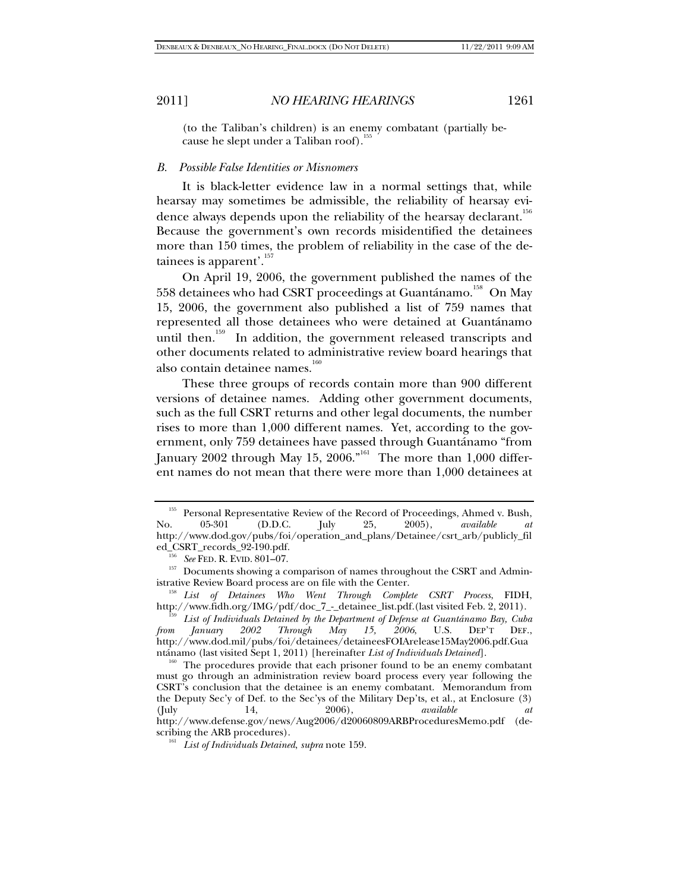(to the Taliban's children) is an enemy combatant (partially because he slept under a Taliban roof).[155]

### *B. Possible False Identities or Misnomers*

It is black-letter evidence law in a normal settings that, while hearsay may sometimes be admissible, the reliability of hearsay evidence always depends upon the reliability of the hearsay declarant.[156] Because the government's own records misidentified the detainees more than 150 times, the problem of reliability in the case of the detainees is apparent'.[157]

On April 19, 2006, the government published the names of the 558 detainees who had CSRT proceedings at Guantánamo.[158] On May 15, 2006, the government also published a list of 759 names that represented all those detainees who were detained at Guantánamo until then.[159] In addition, the government released transcripts and other documents related to administrative review board hearings that also contain detainee names.[160]

These three groups of records contain more than 900 different versions of detainee names. Adding other government documents, such as the full CSRT returns and other legal documents, the number rises to more than 1,000 different names. Yet, according to the government, only 759 detainees have passed through Guantánamo "from January 2002 through May 15, 2006."[161] The more than 1,000 different names do not mean that there were more than 1,000 detainees at

---

[155] Personal Representative Review of the Record of Proceedings, Ahmed v. Bush, No. 05-301 (D.D.C. July 25, 2005), *available at* http://www.dod.gov/pubs/foi/operation_and_plans/Detainee/csrt_arb/publicly_filed_CSRT_records_92-190.pdf.

[156] *See* FED. R. EVID. 801–07.

[157] Documents showing a comparison of names throughout the CSRT and Administrative Review Board process are on file with the Center.

[158] *List of Detainees Who Went Through Complete CSRT Process*, FIDH, http://www.fidh.org/IMG/pdf/doc_7_-_detainee_list.pdf.(last visited Feb. 2, 2011).

[159] *List of Individuals Detained by the Department of Defense at Guantánamo Bay, Cuba from January 2002 Through May 15, 2006*, U.S. DEP'T DEF., http://www.dod.mil/pubs/foi/detainees/detaineesFOIArelease15May2006.pdf.Guantánamo (last visited Sept 1, 2011) [hereinafter *List of Individuals Detained*].

[160] The procedures provide that each prisoner found to be an enemy combatant must go through an administration review board process every year following the CSRT's conclusion that the detainee is an enemy combatant. Memorandum from the Deputy Sec'y of Def. to the Sec'ys of the Military Dep'ts, et al., at Enclosure (3) (July 14, 2006), *available at* http://www.defense.gov/news/Aug2006/d20060809ARBProceduresMemo.pdf (describing the ARB procedures).

[161] *List of Individuals Detained*, *supra* note 159.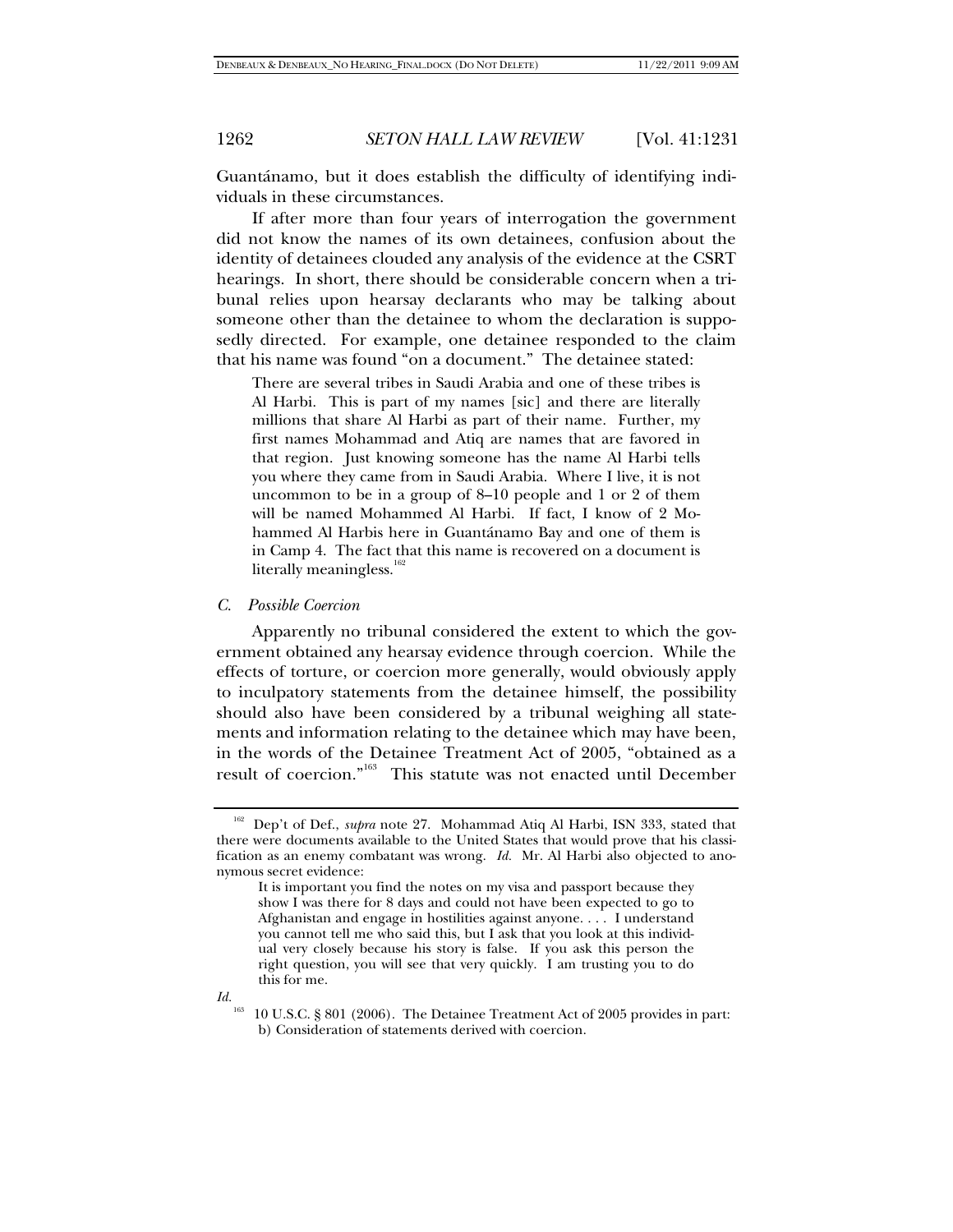Guantánamo, but it does establish the difficulty of identifying individuals in these circumstances.

If after more than four years of interrogation the government did not know the names of its own detainees, confusion about the identity of detainees clouded any analysis of the evidence at the CSRT hearings. In short, there should be considerable concern when a tribunal relies upon hearsay declarants who may be talking about someone other than the detainee to whom the declaration is supposedly directed. For example, one detainee responded to the claim that his name was found "on a document." The detainee stated:

> There are several tribes in Saudi Arabia and one of these tribes is Al Harbi. This is part of my names [sic] and there are literally millions that share Al Harbi as part of their name. Further, my first names Mohammad and Atiq are names that are favored in that region. Just knowing someone has the name Al Harbi tells you where they came from in Saudi Arabia. Where I live, it is not uncommon to be in a group of 8–10 people and 1 or 2 of them will be named Mohammed Al Harbi. If fact, I know of 2 Mohammed Al Harbis here in Guantánamo Bay and one of them is in Camp 4. The fact that this name is recovered on a document is literally meaningless.[162]

### *C. Possible Coercion*

Apparently no tribunal considered the extent to which the government obtained any hearsay evidence through coercion. While the effects of torture, or coercion more generally, would obviously apply to inculpatory statements from the detainee himself, the possibility should also have been considered by a tribunal weighing all statements and information relating to the detainee which may have been, in the words of the Detainee Treatment Act of 2005, "obtained as a result of coercion."[163] This statute was not enacted until December

---

[162] Dep't of Def., *supra* note 27. Mohammad Atiq Al Harbi, ISN 333, stated that there were documents available to the United States that would prove that his classification as an enemy combatant was wrong. *Id.* Mr. Al Harbi also objected to anonymous secret evidence:

> It is important you find the notes on my visa and passport because they show I was there for 8 days and could not have been expected to go to Afghanistan and engage in hostilities against anyone. . . . I understand you cannot tell me who said this, but I ask that you look at this individual very closely because his story is false. If you ask this person the right question, you will see that very quickly. I am trusting you to do this for me.

*Id.*

[163] 10 U.S.C. § 801 (2006). The Detainee Treatment Act of 2005 provides in part:

> b) Consideration of statements derived with coercion.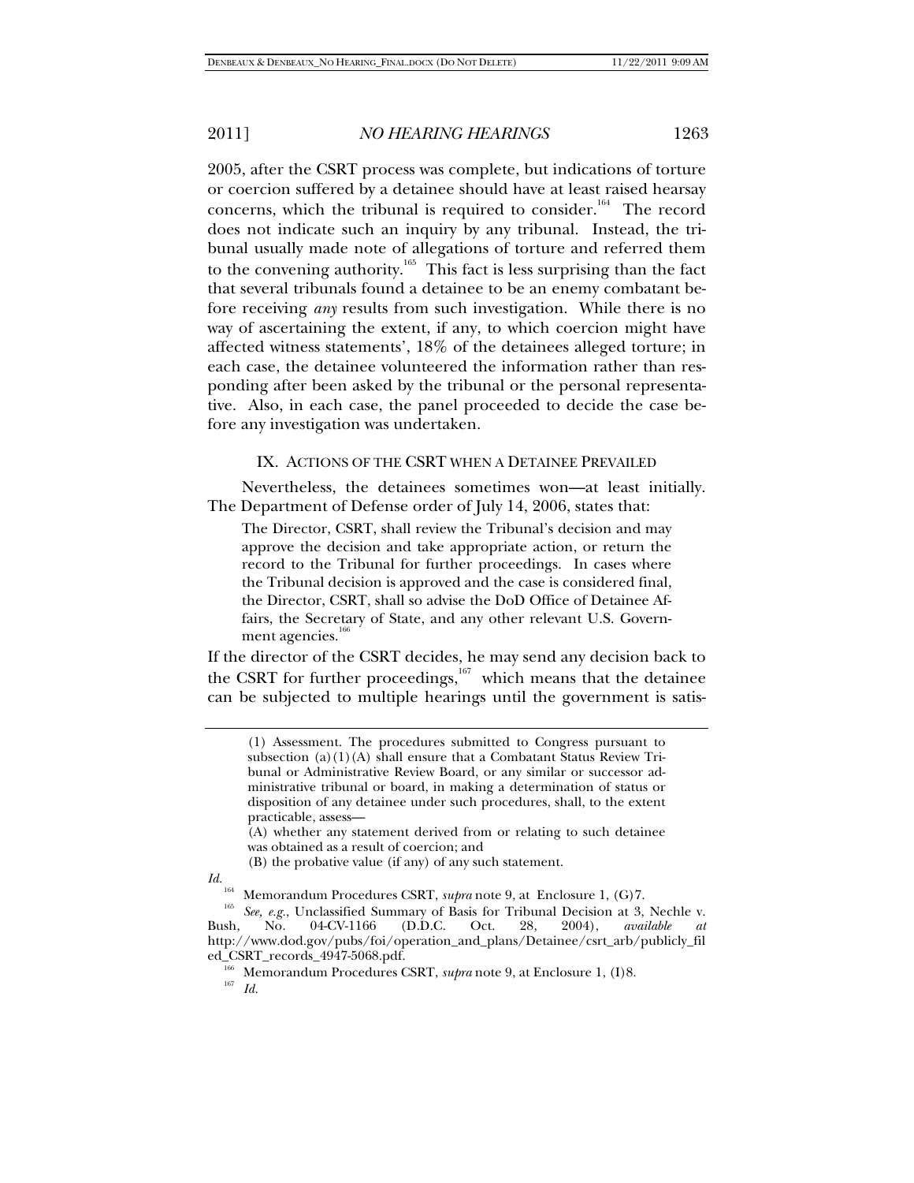2005, after the CSRT process was complete, but indications of torture or coercion suffered by a detainee should have at least raised hearsay concerns, which the tribunal is required to consider.[164] The record does not indicate such an inquiry by any tribunal. Instead, the tribunal usually made note of allegations of torture and referred them to the convening authority.[165] This fact is less surprising than the fact that several tribunals found a detainee to be an enemy combatant before receiving *any* results from such investigation. While there is no way of ascertaining the extent, if any, to which coercion might have affected witness statements', 18% of the detainees alleged torture; in each case, the detainee volunteered the information rather than responding after been asked by the tribunal or the personal representative. Also, in each case, the panel proceeded to decide the case before any investigation was undertaken.

## IX. ACTIONS OF THE CSRT WHEN A DETAINEE PREVAILED

Nevertheless, the detainees sometimes won—at least initially. The Department of Defense order of July 14, 2006, states that:

> The Director, CSRT, shall review the Tribunal's decision and may approve the decision and take appropriate action, or return the record to the Tribunal for further proceedings. In cases where the Tribunal decision is approved and the case is considered final, the Director, CSRT, shall so advise the DoD Office of Detainee Affairs, the Secretary of State, and any other relevant U.S. Government agencies.[166]

If the director of the CSRT decides, he may send any decision back to the CSRT for further proceedings,[167] which means that the detainee can be subjected to multiple hearings until the government is satis-

---

> (1) Assessment. The procedures submitted to Congress pursuant to subsection (a)(1)(A) shall ensure that a Combatant Status Review Tribunal or Administrative Review Board, or any similar or successor administrative tribunal or board, in making a determination of status or disposition of any detainee under such procedures, shall, to the extent practicable, assess—
>
> (A) whether any statement derived from or relating to such detainee was obtained as a result of coercion; and
>
> (B) the probative value (if any) of any such statement.

*Id.*

[164] Memorandum Procedures CSRT, *supra* note 9, at Enclosure 1, (G)7.

[165] *See, e.g.*, Unclassified Summary of Basis for Tribunal Decision at 3, Nechle v. Bush, No. 04-CV-1166 (D.D.C. Oct. 28, 2004), *available at* http://www.dod.gov/pubs/foi/operation_and_plans/Detainee/csrt_arb/publicly_filed_CSRT_records_4947-5068.pdf.

[166] Memorandum Procedures CSRT, *supra* note 9, at Enclosure 1, (I)8.

[167] *Id.*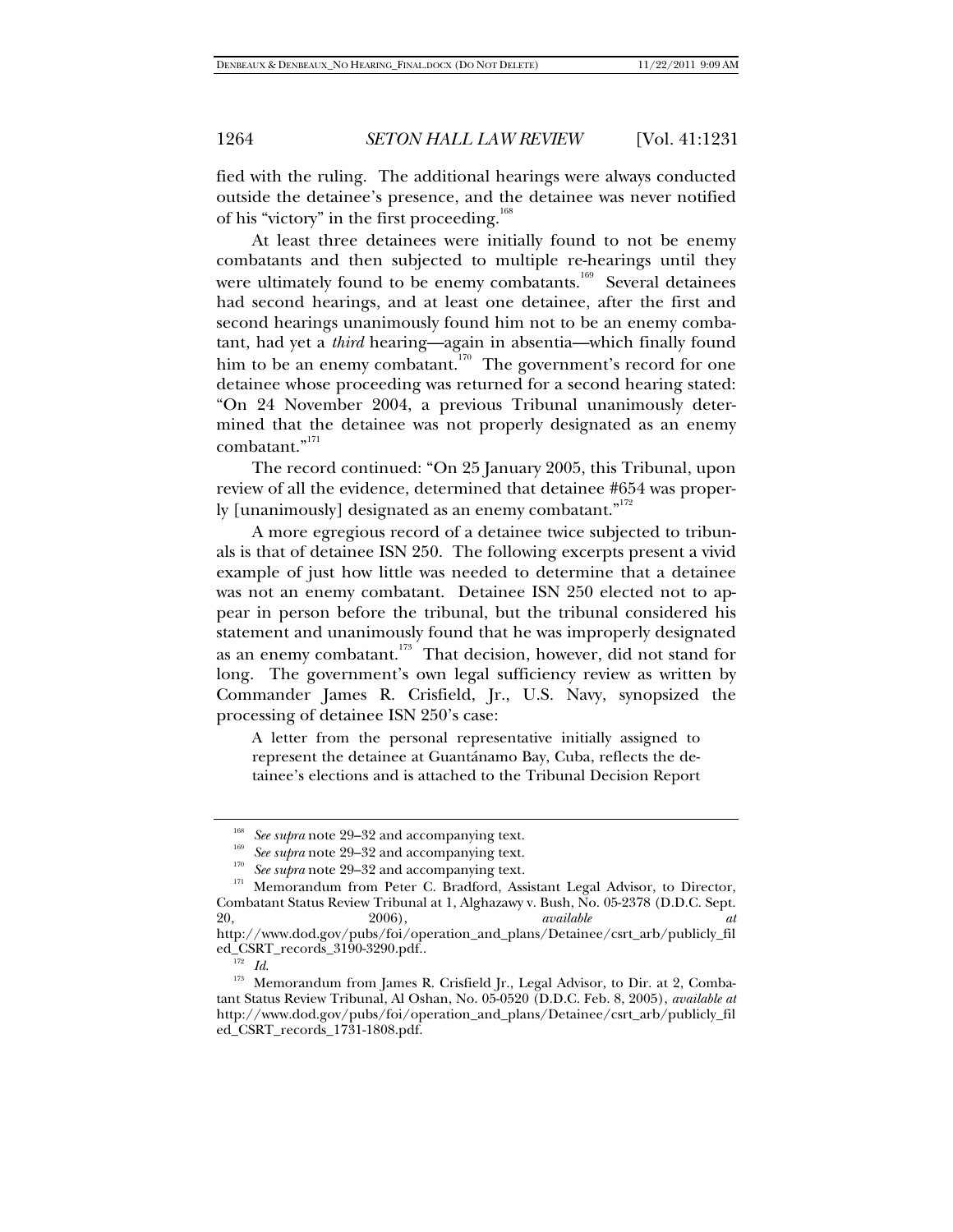fied with the ruling. The additional hearings were always conducted outside the detainee's presence, and the detainee was never notified of his "victory" in the first proceeding.[168]

At least three detainees were initially found to not be enemy combatants and then subjected to multiple re-hearings until they were ultimately found to be enemy combatants.[169] Several detainees had second hearings, and at least one detainee, after the first and second hearings unanimously found him not to be an enemy combatant, had yet a *third* hearing—again in absentia—which finally found him to be an enemy combatant.[170] The government's record for one detainee whose proceeding was returned for a second hearing stated: "On 24 November 2004, a previous Tribunal unanimously determined that the detainee was not properly designated as an enemy combatant."[171]

The record continued: "On 25 January 2005, this Tribunal, upon review of all the evidence, determined that detainee #654 was properly [unanimously] designated as an enemy combatant."[172]

A more egregious record of a detainee twice subjected to tribunals is that of detainee ISN 250. The following excerpts present a vivid example of just how little was needed to determine that a detainee was not an enemy combatant. Detainee ISN 250 elected not to appear in person before the tribunal, but the tribunal considered his statement and unanimously found that he was improperly designated as an enemy combatant.[173] That decision, however, did not stand for long. The government's own legal sufficiency review as written by Commander James R. Crisfield, Jr., U.S. Navy, synopsized the processing of detainee ISN 250's case:

> A letter from the personal representative initially assigned to represent the detainee at Guantánamo Bay, Cuba, reflects the detainee's elections and is attached to the Tribunal Decision Report

---

[168] *See supra* note 29–32 and accompanying text.

[169] *See supra* note 29–32 and accompanying text.

[170] *See supra* note 29–32 and accompanying text.

[171] Memorandum from Peter C. Bradford, Assistant Legal Advisor, to Director, Combatant Status Review Tribunal at 1, Alghazawy v. Bush, No. 05-2378 (D.D.C. Sept. 20, 2006), *available at* http://www.dod.gov/pubs/foi/operation_and_plans/Detainee/csrt_arb/publicly_filed_CSRT_records_3190-3290.pdf..

[172] *Id.*

[173] Memorandum from James R. Crisfield Jr., Legal Advisor, to Dir. at 2, Combatant Status Review Tribunal, Al Oshan, No. 05-0520 (D.D.C. Feb. 8, 2005), *available at* http://www.dod.gov/pubs/foi/operation_and_plans/Detainee/csrt_arb/publicly_filed_CSRT_records_1731-1808.pdf.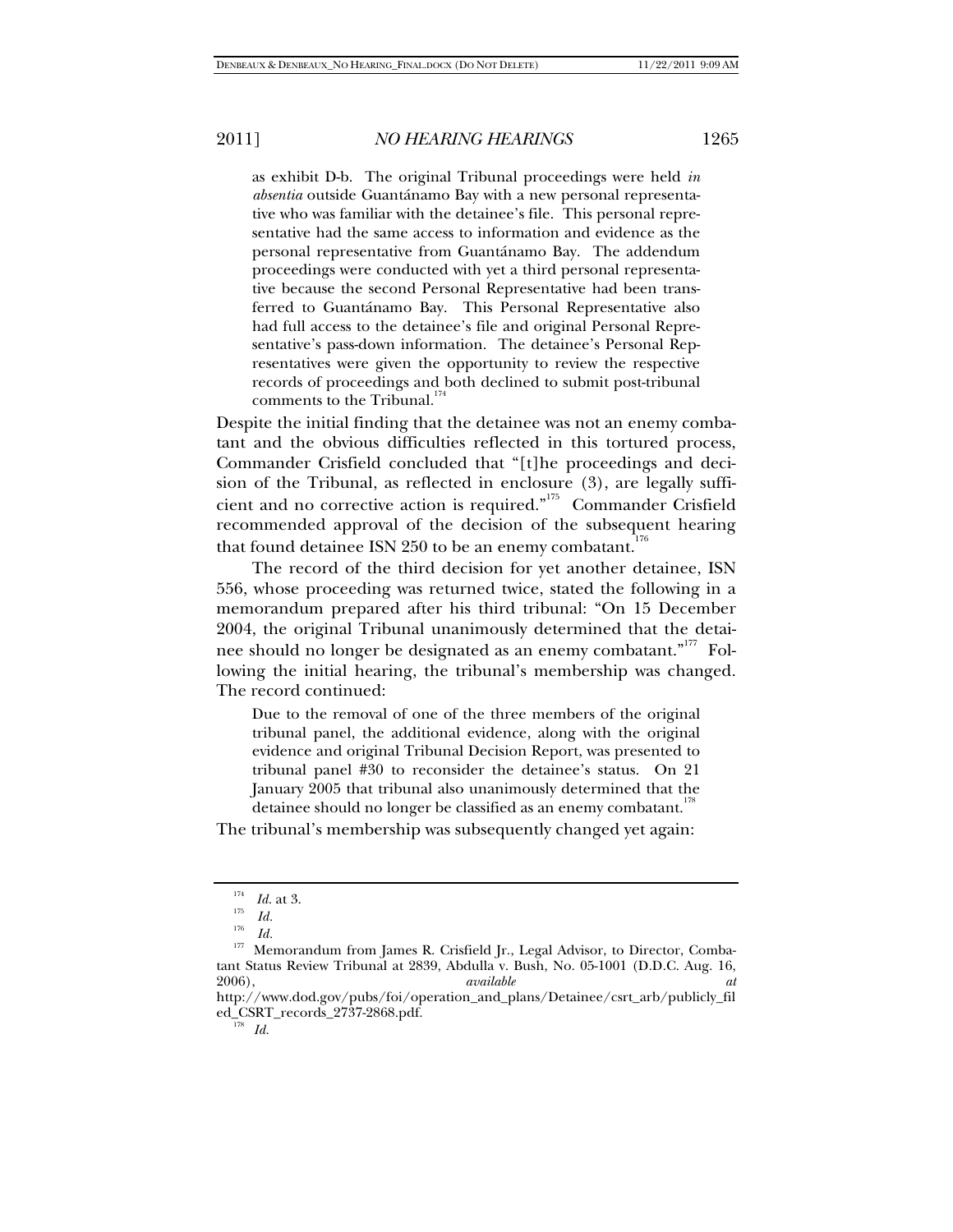> as exhibit D-b. The original Tribunal proceedings were held *in absentia* outside Guantánamo Bay with a new personal representative who was familiar with the detainee's file. This personal representative had the same access to information and evidence as the personal representative from Guantánamo Bay. The addendum proceedings were conducted with yet a third personal representative because the second Personal Representative had been transferred to Guantánamo Bay. This Personal Representative also had full access to the detainee's file and original Personal Representative's pass-down information. The detainee's Personal Representatives were given the opportunity to review the respective records of proceedings and both declined to submit post-tribunal comments to the Tribunal.[174]

Despite the initial finding that the detainee was not an enemy combatant and the obvious difficulties reflected in this tortured process, Commander Crisfield concluded that "[t]he proceedings and decision of the Tribunal, as reflected in enclosure (3), are legally sufficient and no corrective action is required."[175] Commander Crisfield recommended approval of the decision of the subsequent hearing that found detainee ISN 250 to be an enemy combatant.[176]

The record of the third decision for yet another detainee, ISN 556, whose proceeding was returned twice, stated the following in a memorandum prepared after his third tribunal: "On 15 December 2004, the original Tribunal unanimously determined that the detainee should no longer be designated as an enemy combatant."[177] Following the initial hearing, the tribunal's membership was changed. The record continued:

> Due to the removal of one of the three members of the original tribunal panel, the additional evidence, along with the original evidence and original Tribunal Decision Report, was presented to tribunal panel #30 to reconsider the detainee's status. On 21 January 2005 that tribunal also unanimously determined that the detainee should no longer be classified as an enemy combatant.[178]

The tribunal's membership was subsequently changed yet again:

---

[174] *Id.* at 3.

[175] *Id.*

[176] *Id.*

[177] Memorandum from James R. Crisfield Jr., Legal Advisor, to Director, Combatant Status Review Tribunal at 2839, Abdulla v. Bush, No. 05-1001 (D.D.C. Aug. 16, 2006), *available at* http://www.dod.gov/pubs/foi/operation_and_plans/Detainee/csrt_arb/publicly_filed_CSRT_records_2737-2868.pdf.

[178] *Id.*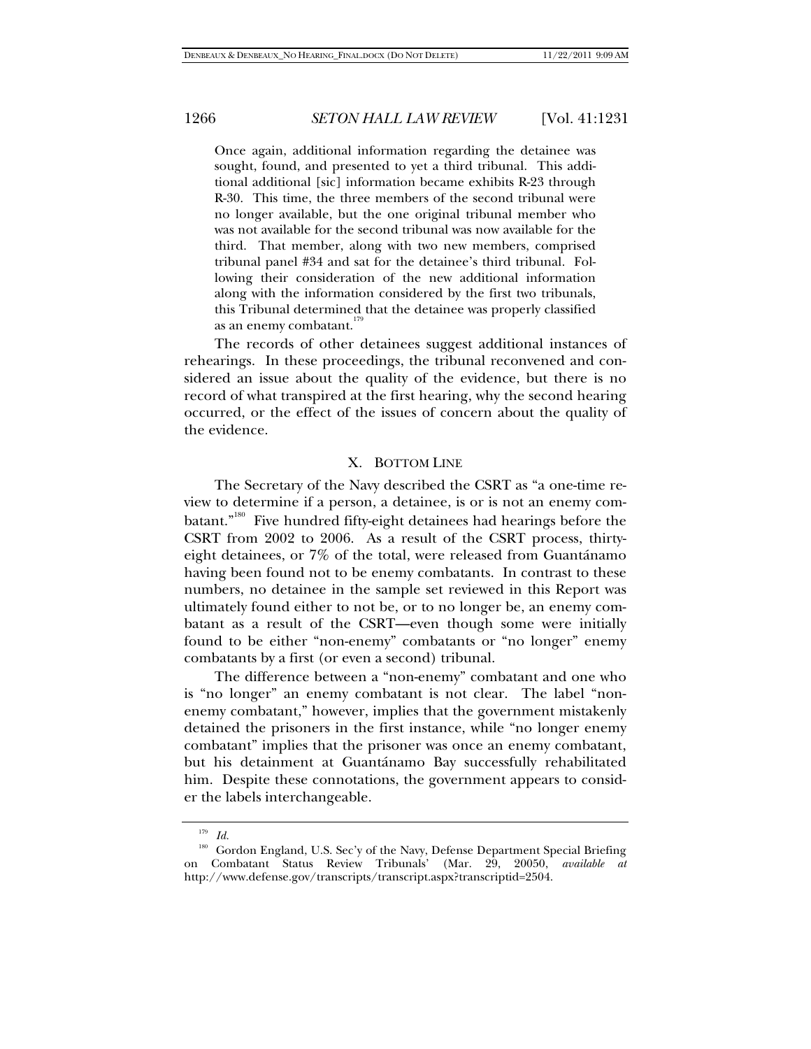Once again, additional information regarding the detainee was sought, found, and presented to yet a third tribunal. This additional additional [sic] information became exhibits R-23 through R-30. This time, the three members of the second tribunal were no longer available, but the one original tribunal member who was not available for the second tribunal was now available for the third. That member, along with two new members, comprised tribunal panel #34 and sat for the detainee's third tribunal. Following their consideration of the new additional information along with the information considered by the first two tribunals, this Tribunal determined that the detainee was properly classified as an enemy combatant.[179]

The records of other detainees suggest additional instances of rehearings. In these proceedings, the tribunal reconvened and considered an issue about the quality of the evidence, but there is no record of what transpired at the first hearing, why the second hearing occurred, or the effect of the issues of concern about the quality of the evidence.

## X. BOTTOM LINE

The Secretary of the Navy described the CSRT as "a one-time review to determine if a person, a detainee, is or is not an enemy combatant."[180] Five hundred fifty-eight detainees had hearings before the CSRT from 2002 to 2006. As a result of the CSRT process, thirty-eight detainees, or 7% of the total, were released from Guantánamo having been found not to be enemy combatants. In contrast to these numbers, no detainee in the sample set reviewed in this Report was ultimately found either to not be, or to no longer be, an enemy combatant as a result of the CSRT—even though some were initially found to be either "non-enemy" combatants or "no longer" enemy combatants by a first (or even a second) tribunal.

The difference between a "non-enemy" combatant and one who is "no longer" an enemy combatant is not clear. The label "non-enemy combatant," however, implies that the government mistakenly detained the prisoners in the first instance, while "no longer enemy combatant" implies that the prisoner was once an enemy combatant, but his detainment at Guantánamo Bay successfully rehabilitated him. Despite these connotations, the government appears to consider the labels interchangeable.

---

[179] *Id.*

[180] Gordon England, U.S. Sec'y of the Navy, Defense Department Special Briefing on Combatant Status Review Tribunals' (Mar. 29, 20050, *available at* http://www.defense.gov/transcripts/transcript.aspx?transcriptid=2504.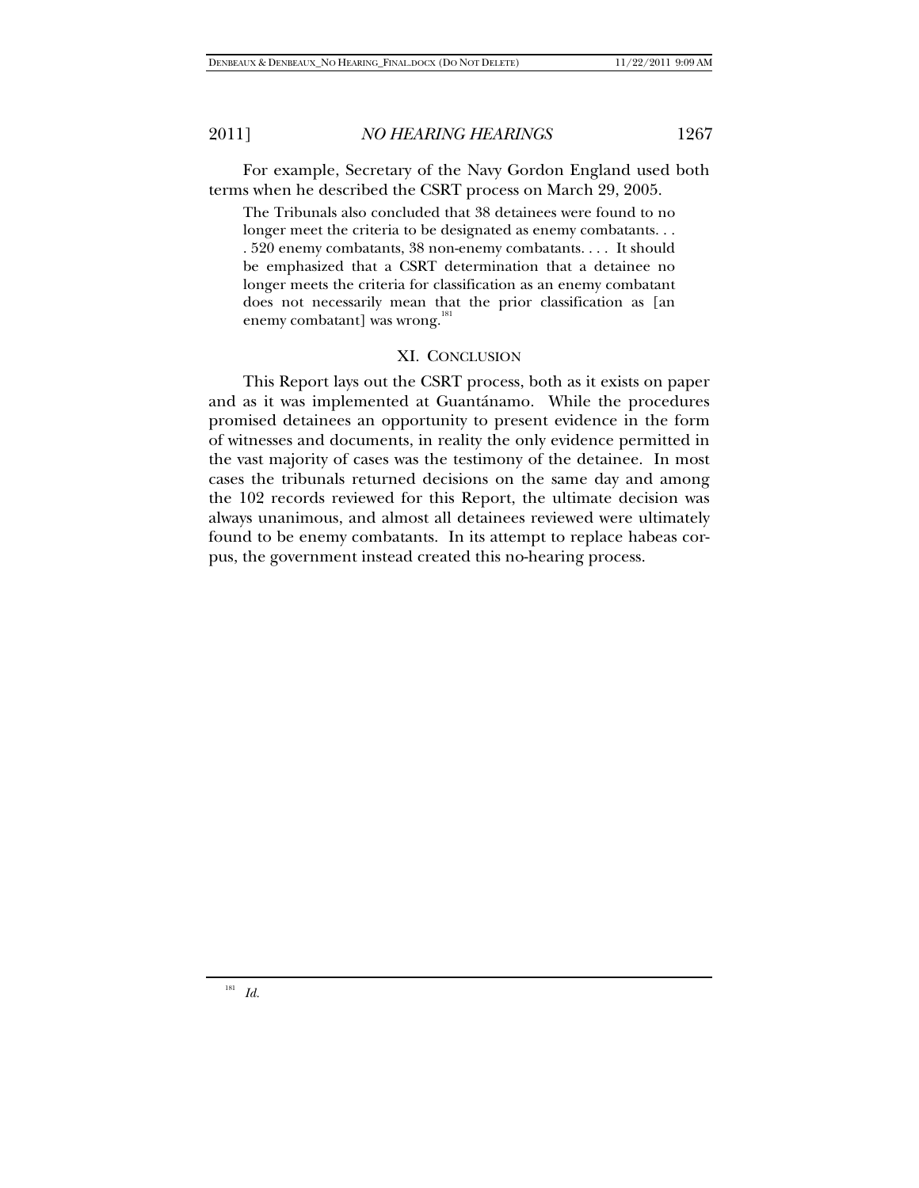For example, Secretary of the Navy Gordon England used both terms when he described the CSRT process on March 29, 2005.

> The Tribunals also concluded that 38 detainees were found to no longer meet the criteria to be designated as enemy combatants. . . . 520 enemy combatants, 38 non-enemy combatants. . . . It should be emphasized that a CSRT determination that a detainee no longer meets the criteria for classification as an enemy combatant does not necessarily mean that the prior classification as [an enemy combatant] was wrong.[181]

## XI. CONCLUSION

This Report lays out the CSRT process, both as it exists on paper and as it was implemented at Guantánamo. While the procedures promised detainees an opportunity to present evidence in the form of witnesses and documents, in reality the only evidence permitted in the vast majority of cases was the testimony of the detainee. In most cases the tribunals returned decisions on the same day and among the 102 records reviewed for this Report, the ultimate decision was always unanimous, and almost all detainees reviewed were ultimately found to be enemy combatants. In its attempt to replace habeas corpus, the government instead created this no-hearing process.

---

[181] *Id.*